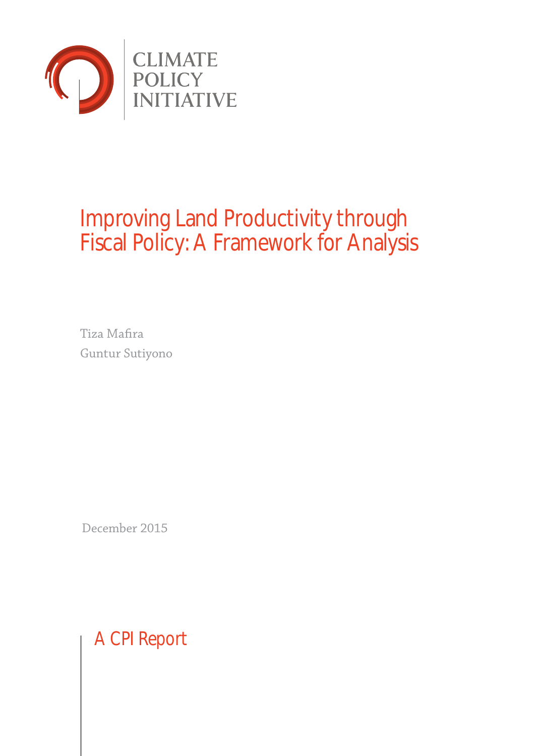CLIMATE POLICY INITIATIVE

# Improving Land Productivity through Fiscal Policy: A Framework for Analysis

Tiza Mafira

Guntur Sutiyono

December 2015

A CPI Report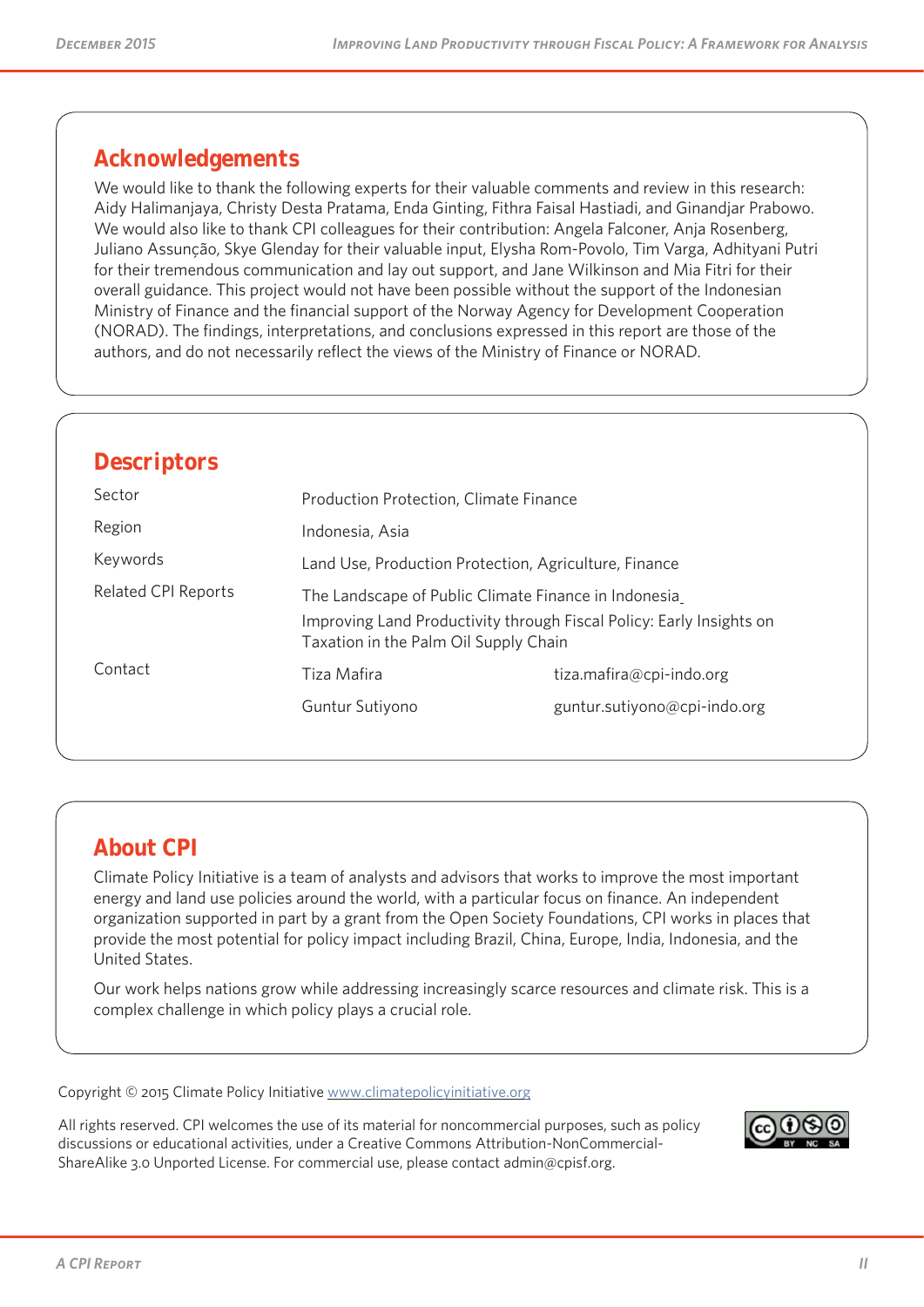## Acknowledgements

We would like to thank the following experts for their valuable comments and review in this research: Aidy Halimanjaya, Christy Desta Pratama, Enda Ginting, Fithra Faisal Hastiadi, and Ginandjar Prabowo. We would also like to thank CPI colleagues for their contribution: Angela Falconer, Anja Rosenberg, Juliano Assunção, Skye Glenday for their valuable input, Elysha Rom-Povolo, Tim Varga, Adhityani Putri for their tremendous communication and lay out support, and Jane Wilkinson and Mia Fitri for their overall guidance. This project would not have been possible without the support of the Indonesian Ministry of Finance and the financial support of the Norway Agency for Development Cooperation (NORAD). The findings, interpretations, and conclusions expressed in this report are those of the authors, and do not necessarily reflect the views of the Ministry of Finance or NORAD.

## Descriptors

| | | |
|---|---|---|
| Sector | Production Protection, Climate Finance | |
| Region | Indonesia, Asia | |
| Keywords | Land Use, Production Protection, Agriculture, Finance | |
| Related CPI Reports | The Landscape of Public Climate Finance in Indonesia<br>Improving Land Productivity through Fiscal Policy: Early Insights on Taxation in the Palm Oil Supply Chain | |
| Contact | Tiza Mafira | tiza.mafira@cpi-indo.org |
| | Guntur Sutiyono | guntur.sutiyono@cpi-indo.org |

## About CPI

Climate Policy Initiative is a team of analysts and advisors that works to improve the most important energy and land use policies around the world, with a particular focus on finance. An independent organization supported in part by a grant from the Open Society Foundations, CPI works in places that provide the most potential for policy impact including Brazil, China, Europe, India, Indonesia, and the United States.

Our work helps nations grow while addressing increasingly scarce resources and climate risk. This is a complex challenge in which policy plays a crucial role.

Copyright © 2015 Climate Policy Initiative www.climatepolicyinitiative.org

All rights reserved. CPI welcomes the use of its material for noncommercial purposes, such as policy discussions or educational activities, under a Creative Commons Attribution-NonCommercial-ShareAlike 3.0 Unported License. For commercial use, please contact admin@cpisf.org.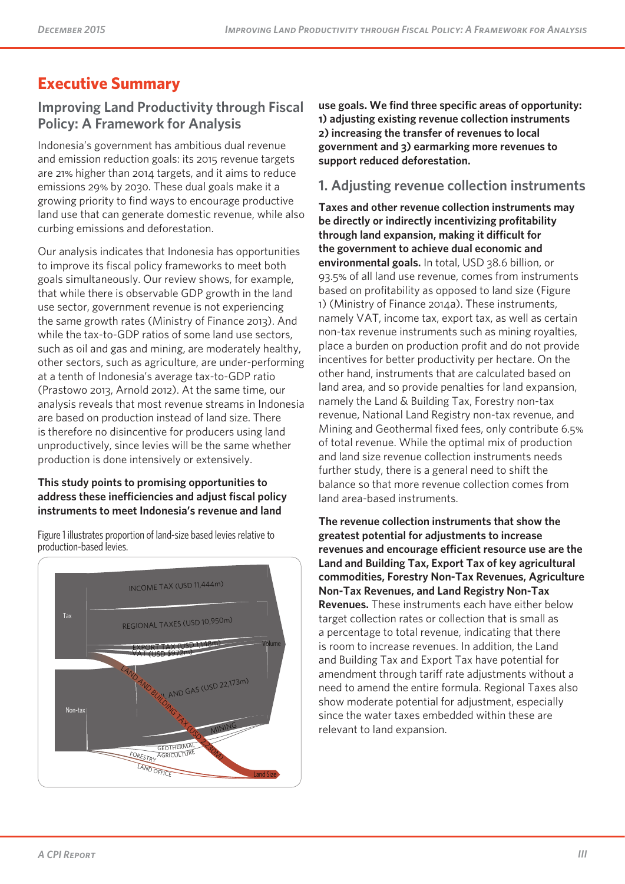# Executive Summary

## Improving Land Productivity through Fiscal Policy: A Framework for Analysis

Indonesia's government has ambitious dual revenue and emission reduction goals: its 2015 revenue targets are 21% higher than 2014 targets, and it aims to reduce emissions 29% by 2030. These dual goals make it a growing priority to find ways to encourage productive land use that can generate domestic revenue, while also curbing emissions and deforestation.

Our analysis indicates that Indonesia has opportunities to improve its fiscal policy frameworks to meet both goals simultaneously. Our review shows, for example, that while there is observable GDP growth in the land use sector, government revenue is not experiencing the same growth rates (Ministry of Finance 2013). And while the tax-to-GDP ratios of some land use sectors, such as oil and gas and mining, are moderately healthy, other sectors, such as agriculture, are under-performing at a tenth of Indonesia's average tax-to-GDP ratio (Prastowo 2013, Arnold 2012). At the same time, our analysis reveals that most revenue streams in Indonesia are based on production instead of land size. There is therefore no disincentive for producers using land unproductively, since levies will be the same whether production is done intensively or extensively.

**This study points to promising opportunities to address these inefficiencies and adjust fiscal policy instruments to meet Indonesia's revenue and land use goals. We find three specific areas of opportunity: 1) adjusting existing revenue collection instruments 2) increasing the transfer of revenues to local government and 3) earmarking more revenues to support reduced deforestation.**

Figure 1 illustrates proportion of land-size based levies relative to production-based levies.

## 1. Adjusting revenue collection instruments

**Taxes and other revenue collection instruments may be directly or indirectly incentivizing profitability through land expansion, making it difficult for the government to achieve dual economic and environmental goals.** In total, USD 38.6 billion, or 93.5% of all land use revenue, comes from instruments based on profitability as opposed to land size (Figure 1) (Ministry of Finance 2014a). These instruments, namely VAT, income tax, export tax, as well as certain non-tax revenue instruments such as mining royalties, place a burden on production profit and do not provide incentives for better productivity per hectare. On the other hand, instruments that are calculated based on land area, and so provide penalties for land expansion, namely the Land & Building Tax, Forestry non-tax revenue, National Land Registry non-tax revenue, and Mining and Geothermal fixed fees, only contribute 6.5% of total revenue. While the optimal mix of production and land size revenue collection instruments needs further study, there is a general need to shift the balance so that more revenue collection comes from land area-based instruments.

**The revenue collection instruments that show the greatest potential for adjustments to increase revenues and encourage efficient resource use are the Land and Building Tax, Export Tax of key agricultural commodities, Forestry Non-Tax Revenues, Agriculture Non-Tax Revenues, and Land Registry Non-Tax Revenues.** These instruments each have either below target collection rates or collection that is small as a percentage to total revenue, indicating that there is room to increase revenues. In addition, the Land and Building Tax and Export Tax have potential for amendment through tariff rate adjustments without a need to amend the entire formula. Regional Taxes also show moderate potential for adjustment, especially since the water taxes embedded within these are relevant to land expansion.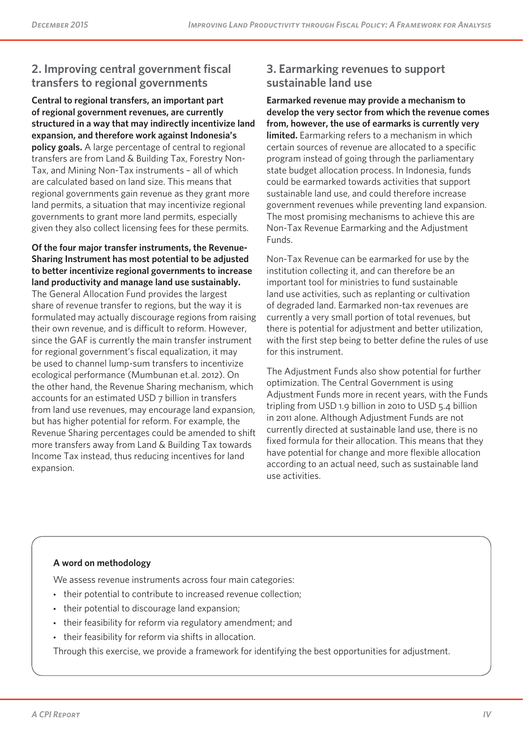## 2. Improving central government fiscal transfers to regional governments

**Central to regional transfers, an important part of regional government revenues, are currently structured in a way that may indirectly incentivize land expansion, and therefore work against Indonesia's policy goals.** A large percentage of central to regional transfers are from Land & Building Tax, Forestry Non-Tax, and Mining Non-Tax instruments – all of which are calculated based on land size. This means that regional governments gain revenue as they grant more land permits, a situation that may incentivize regional governments to grant more land permits, especially given they also collect licensing fees for these permits.

**Of the four major transfer instruments, the Revenue-Sharing Instrument has most potential to be adjusted to better incentivize regional governments to increase land productivity and manage land use sustainably.** The General Allocation Fund provides the largest share of revenue transfer to regions, but the way it is formulated may actually discourage regions from raising their own revenue, and is difficult to reform. However, since the GAF is currently the main transfer instrument for regional government's fiscal equalization, it may be used to channel lump-sum transfers to incentivize ecological performance (Mumbunan et.al. 2012). On the other hand, the Revenue Sharing mechanism, which accounts for an estimated USD 7 billion in transfers from land use revenues, may encourage land expansion, but has higher potential for reform. For example, the Revenue Sharing percentages could be amended to shift more transfers away from Land & Building Tax towards Income Tax instead, thus reducing incentives for land expansion.

## 3. Earmarking revenues to support sustainable land use

**Earmarked revenue may provide a mechanism to develop the very sector from which the revenue comes from, however, the use of earmarks is currently very limited.** Earmarking refers to a mechanism in which certain sources of revenue are allocated to a specific program instead of going through the parliamentary state budget allocation process. In Indonesia, funds could be earmarked towards activities that support sustainable land use, and could therefore increase government revenues while preventing land expansion. The most promising mechanisms to achieve this are Non-Tax Revenue Earmarking and the Adjustment Funds.

Non-Tax Revenue can be earmarked for use by the institution collecting it, and can therefore be an important tool for ministries to fund sustainable land use activities, such as replanting or cultivation of degraded land. Earmarked non-tax revenues are currently a very small portion of total revenues, but there is potential for adjustment and better utilization, with the first step being to better define the rules of use for this instrument.

The Adjustment Funds also show potential for further optimization. The Central Government is using Adjustment Funds more in recent years, with the Funds tripling from USD 1.9 billion in 2010 to USD 5.4 billion in 2011 alone. Although Adjustment Funds are not currently directed at sustainable land use, there is no fixed formula for their allocation. This means that they have potential for change and more flexible allocation according to an actual need, such as sustainable land use activities.

**A word on methodology**

We assess revenue instruments across four main categories:

- their potential to contribute to increased revenue collection;
- their potential to discourage land expansion;
- their feasibility for reform via regulatory amendment; and
- their feasibility for reform via shifts in allocation.

Through this exercise, we provide a framework for identifying the best opportunities for adjustment.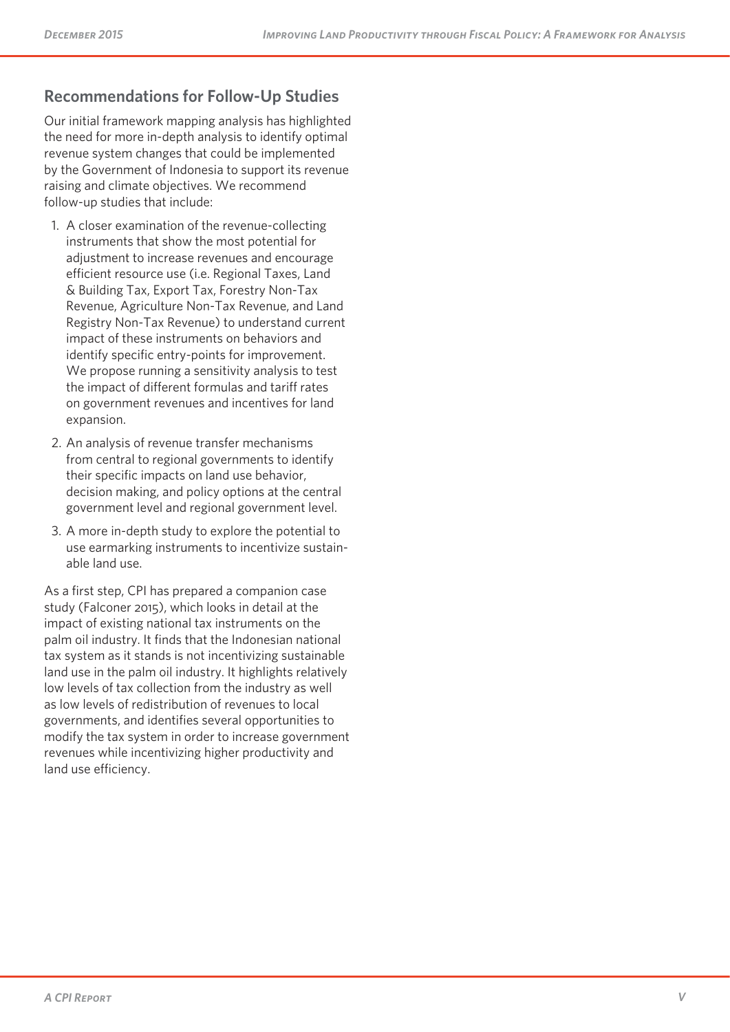## Recommendations for Follow-Up Studies

Our initial framework mapping analysis has highlighted the need for more in-depth analysis to identify optimal revenue system changes that could be implemented by the Government of Indonesia to support its revenue raising and climate objectives. We recommend follow-up studies that include:

1. A closer examination of the revenue-collecting instruments that show the most potential for adjustment to increase revenues and encourage efficient resource use (i.e. Regional Taxes, Land & Building Tax, Export Tax, Forestry Non-Tax Revenue, Agriculture Non-Tax Revenue, and Land Registry Non-Tax Revenue) to understand current impact of these instruments on behaviors and identify specific entry-points for improvement. We propose running a sensitivity analysis to test the impact of different formulas and tariff rates on government revenues and incentives for land expansion.
2. An analysis of revenue transfer mechanisms from central to regional governments to identify their specific impacts on land use behavior, decision making, and policy options at the central government level and regional government level.
3. A more in-depth study to explore the potential to use earmarking instruments to incentivize sustainable land use.

As a first step, CPI has prepared a companion case study (Falconer 2015), which looks in detail at the impact of existing national tax instruments on the palm oil industry. It finds that the Indonesian national tax system as it stands is not incentivizing sustainable land use in the palm oil industry. It highlights relatively low levels of tax collection from the industry as well as low levels of redistribution of revenues to local governments, and identifies several opportunities to modify the tax system in order to increase government revenues while incentivizing higher productivity and land use efficiency.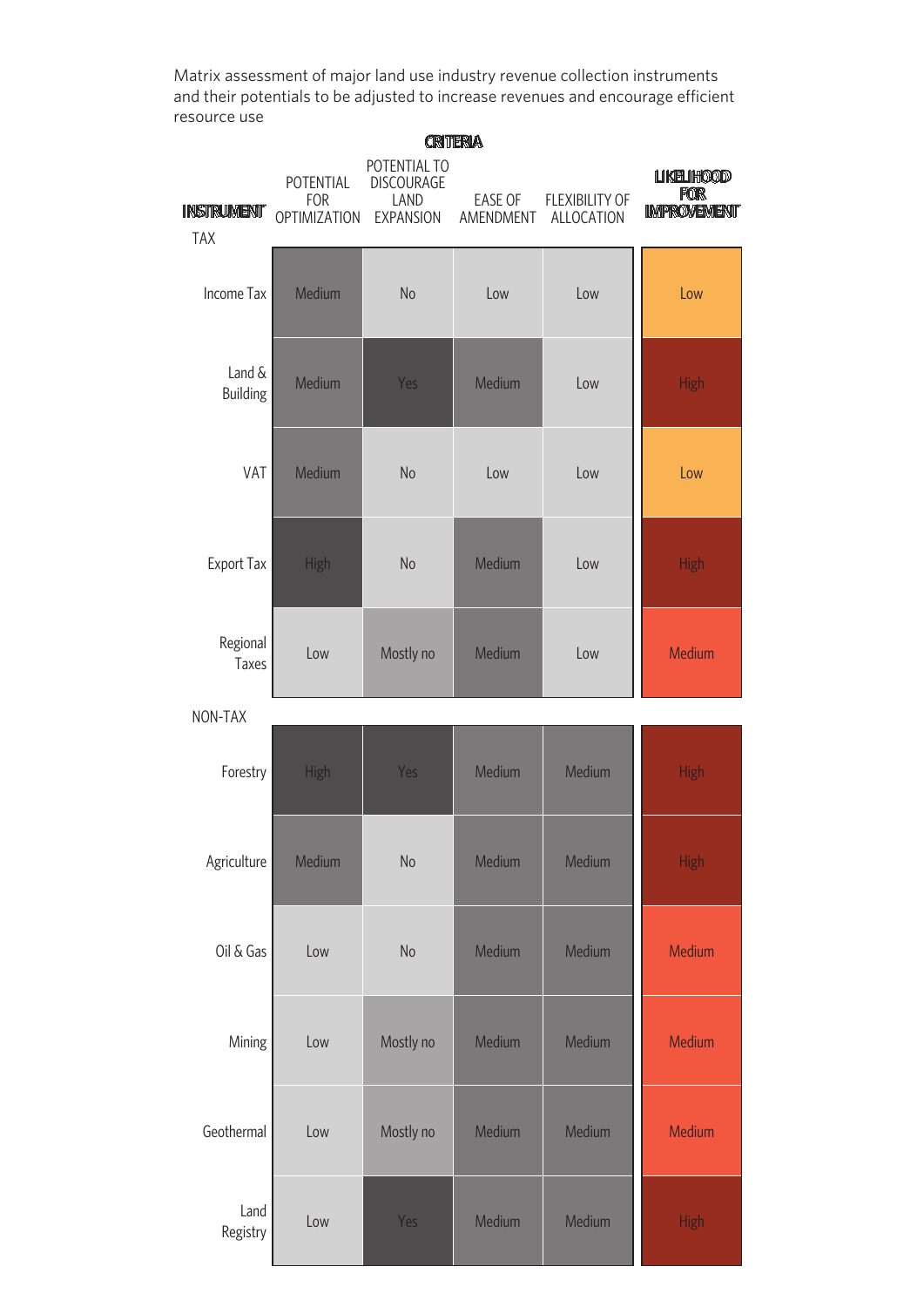Matrix assessment of major land use industry revenue collection instruments and their potentials to be adjusted to increase revenues and encourage efficient resource use

| INSTRUMENT | CRITERIA: POTENTIAL FOR OPTIMIZATION | POTENTIAL TO DISCOURAGE LAND EXPANSION | EASE OF AMENDMENT | FLEXIBILITY OF ALLOCATION | LIKELIHOOD FOR IMPROVEMENT |
|---|---|---|---|---|---|
| **TAX** | | | | | |
| Income Tax | Medium | No | Low | Low | Low |
| Land & Building | Medium | Yes | Medium | Low | High |
| VAT | Medium | No | Low | Low | Low |
| Export Tax | High | No | Medium | Low | High |
| Regional Taxes | Low | Mostly no | Medium | Low | Medium |
| **NON-TAX** | | | | | |
| Forestry | High | Yes | Medium | Medium | High |
| Agriculture | Medium | No | Medium | Medium | High |
| Oil & Gas | Low | No | Medium | Medium | Medium |
| Mining | Low | Mostly no | Medium | Medium | Medium |
| Geothermal | Low | Mostly no | Medium | Medium | Medium |
| Land Registry | Low | Yes | Medium | Medium | High |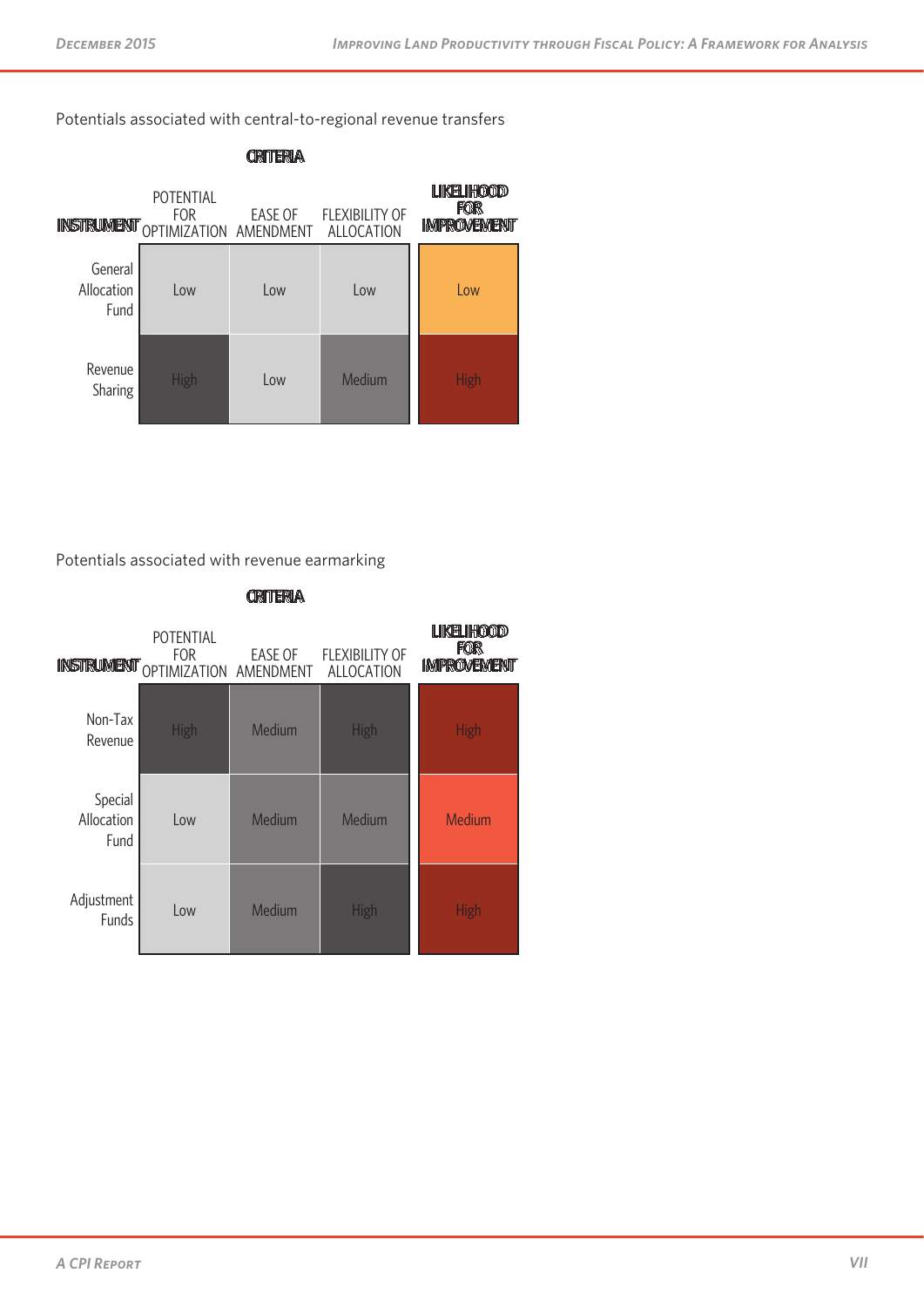Potentials associated with central-to-regional revenue transfers

| INSTRUMENT | CRITERIA: POTENTIAL FOR OPTIMIZATION | CRITERIA: EASE OF AMENDMENT | CRITERIA: FLEXIBILITY OF ALLOCATION | LIKELIHOOD FOR IMPROVEMENT |
|---|---|---|---|---|
| General Allocation Fund | Low | Low | Low | Low |
| Revenue Sharing | High | Low | Medium | High |

Potentials associated with revenue earmarking

| INSTRUMENT | CRITERIA: POTENTIAL FOR OPTIMIZATION | CRITERIA: EASE OF AMENDMENT | CRITERIA: FLEXIBILITY OF ALLOCATION | LIKELIHOOD FOR IMPROVEMENT |
|---|---|---|---|---|
| Non-Tax Revenue | High | Medium | High | High |
| Special Allocation Fund | Low | Medium | Medium | Medium |
| Adjustment Funds | Low | Medium | High | High |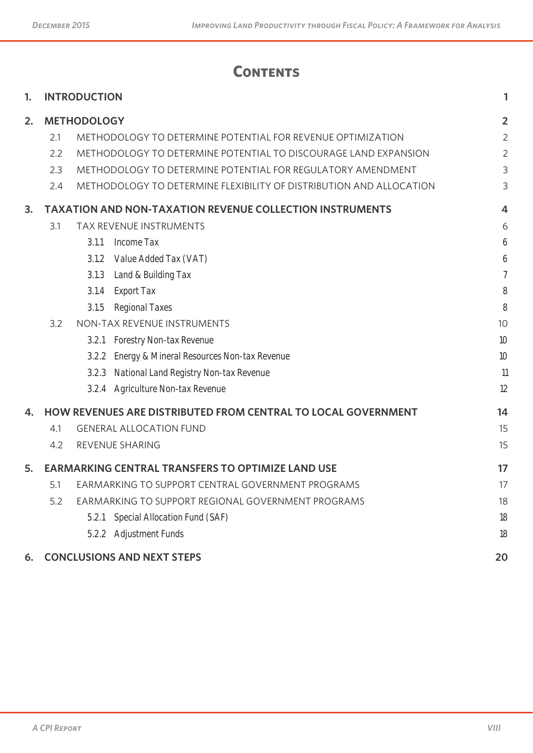# Contents

| | | |
|---|---|---|
| **1.** | **INTRODUCTION** | **1** |
| **2.** | **METHODOLOGY** | **2** |
| 2.1 | METHODOLOGY TO DETERMINE POTENTIAL FOR REVENUE OPTIMIZATION | 2 |
| 2.2 | METHODOLOGY TO DETERMINE POTENTIAL TO DISCOURAGE LAND EXPANSION | 2 |
| 2.3 | METHODOLOGY TO DETERMINE POTENTIAL FOR REGULATORY AMENDMENT | 3 |
| 2.4 | METHODOLOGY TO DETERMINE FLEXIBILITY OF DISTRIBUTION AND ALLOCATION | 3 |
| **3.** | **TAXATION AND NON-TAXATION REVENUE COLLECTION INSTRUMENTS** | **4** |
| 3.1 | TAX REVENUE INSTRUMENTS | 6 |
| 3.1.1 | Income Tax | 6 |
| 3.1.2 | Value Added Tax (VAT) | 6 |
| 3.1.3 | Land & Building Tax | 7 |
| 3.1.4 | Export Tax | 8 |
| 3.1.5 | Regional Taxes | 8 |
| 3.2 | NON-TAX REVENUE INSTRUMENTS | 10 |
| 3.2.1 | Forestry Non-tax Revenue | 10 |
| 3.2.2 | Energy & Mineral Resources Non-tax Revenue | 10 |
| 3.2.3 | National Land Registry Non-tax Revenue | 11 |
| 3.2.4 | Agriculture Non-tax Revenue | 12 |
| **4.** | **HOW REVENUES ARE DISTRIBUTED FROM CENTRAL TO LOCAL GOVERNMENT** | **14** |
| 4.1 | GENERAL ALLOCATION FUND | 15 |
| 4.2 | REVENUE SHARING | 15 |
| **5.** | **EARMARKING CENTRAL TRANSFERS TO OPTIMIZE LAND USE** | **17** |
| 5.1 | EARMARKING TO SUPPORT CENTRAL GOVERNMENT PROGRAMS | 17 |
| 5.2 | EARMARKING TO SUPPORT REGIONAL GOVERNMENT PROGRAMS | 18 |
| 5.2.1 | Special Allocation Fund (SAF) | 18 |
| 5.2.2 | Adjustment Funds | 18 |
| **6.** | **CONCLUSIONS AND NEXT STEPS** | **20** |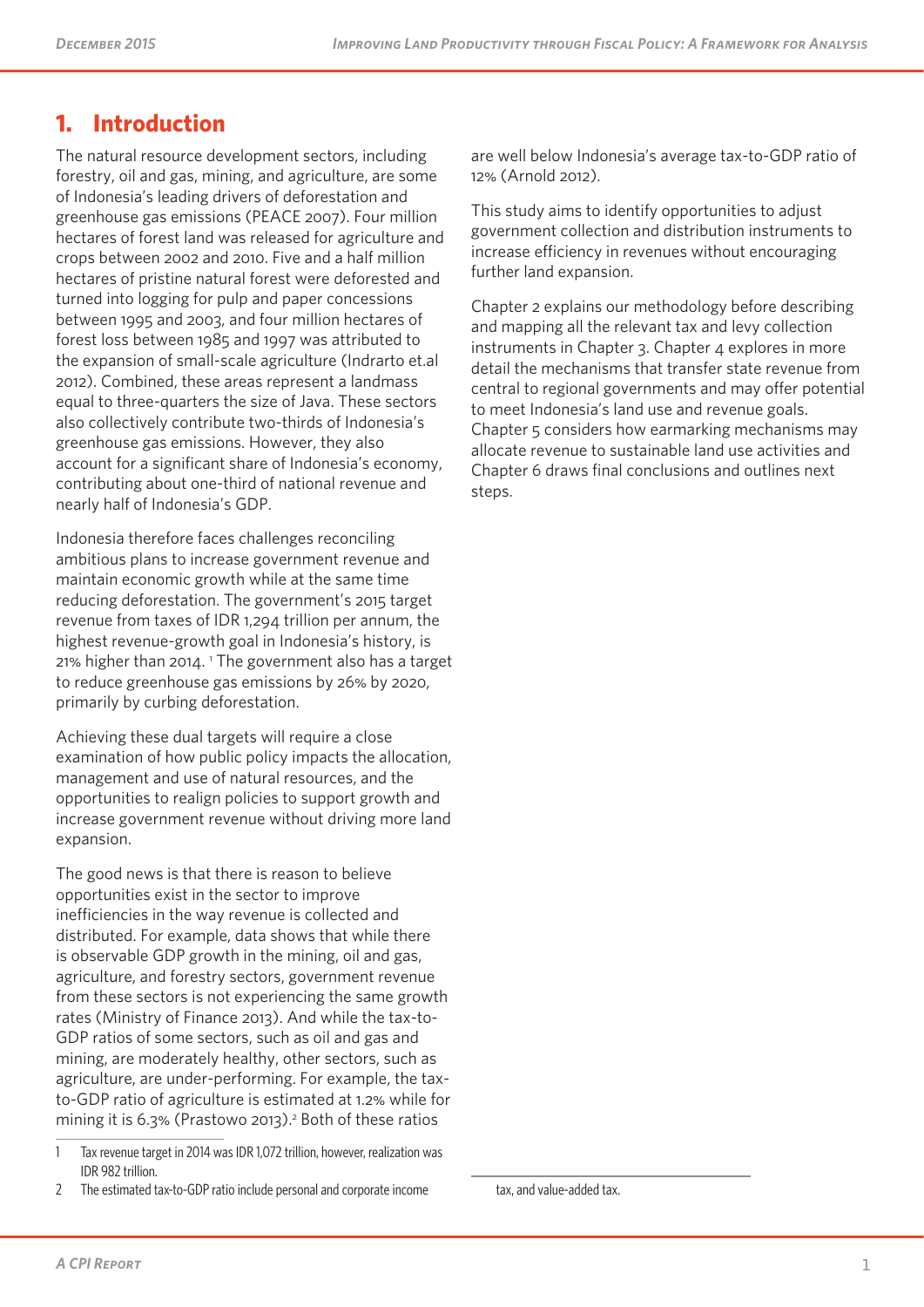# 1. Introduction

The natural resource development sectors, including forestry, oil and gas, mining, and agriculture, are some of Indonesia's leading drivers of deforestation and greenhouse gas emissions (PEACE 2007). Four million hectares of forest land was released for agriculture and crops between 2002 and 2010. Five and a half million hectares of pristine natural forest were deforested and turned into logging for pulp and paper concessions between 1995 and 2003, and four million hectares of forest loss between 1985 and 1997 was attributed to the expansion of small-scale agriculture (Indrarto et.al 2012). Combined, these areas represent a landmass equal to three-quarters the size of Java. These sectors also collectively contribute two-thirds of Indonesia's greenhouse gas emissions. However, they also account for a significant share of Indonesia's economy, contributing about one-third of national revenue and nearly half of Indonesia's GDP.

Indonesia therefore faces challenges reconciling ambitious plans to increase government revenue and maintain economic growth while at the same time reducing deforestation. The government's 2015 target revenue from taxes of IDR 1,294 trillion per annum, the highest revenue-growth goal in Indonesia's history, is 21% higher than 2014. [1] The government also has a target to reduce greenhouse gas emissions by 26% by 2020, primarily by curbing deforestation.

Achieving these dual targets will require a close examination of how public policy impacts the allocation, management and use of natural resources, and the opportunities to realign policies to support growth and increase government revenue without driving more land expansion.

The good news is that there is reason to believe opportunities exist in the sector to improve inefficiencies in the way revenue is collected and distributed. For example, data shows that while there is observable GDP growth in the mining, oil and gas, agriculture, and forestry sectors, government revenue from these sectors is not experiencing the same growth rates (Ministry of Finance 2013). And while the tax-to-GDP ratios of some sectors, such as oil and gas and mining, are moderately healthy, other sectors, such as agriculture, are under-performing. For example, the tax-to-GDP ratio of agriculture is estimated at 1.2% while for mining it is 6.3% (Prastowo 2013).[2] Both of these ratios are well below Indonesia's average tax-to-GDP ratio of 12% (Arnold 2012).

This study aims to identify opportunities to adjust government collection and distribution instruments to increase efficiency in revenues without encouraging further land expansion.

Chapter 2 explains our methodology before describing and mapping all the relevant tax and levy collection instruments in Chapter 3. Chapter 4 explores in more detail the mechanisms that transfer state revenue from central to regional governments and may offer potential to meet Indonesia's land use and revenue goals. Chapter 5 considers how earmarking mechanisms may allocate revenue to sustainable land use activities and Chapter 6 draws final conclusions and outlines next steps.

---

1 Tax revenue target in 2014 was IDR 1,072 trillion, however, realization was IDR 982 trillion.

2 The estimated tax-to-GDP ratio include personal and corporate income tax, and value-added tax.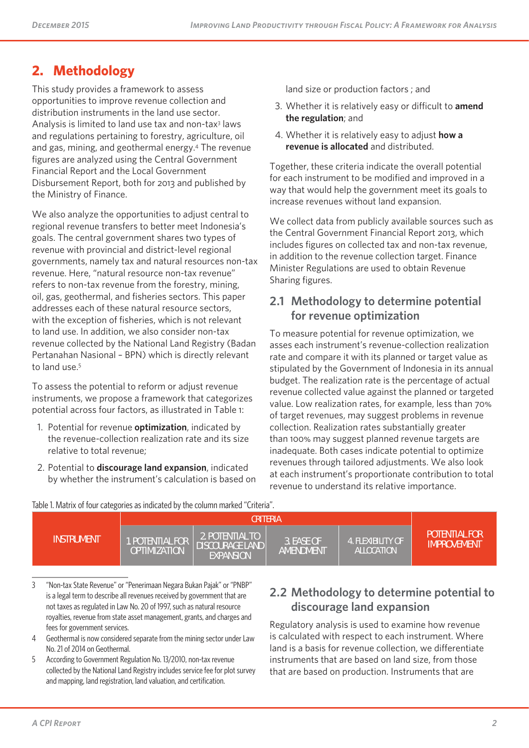## 2. Methodology

This study provides a framework to assess opportunities to improve revenue collection and distribution instruments in the land use sector. Analysis is limited to land use tax and non-tax[3] laws and regulations pertaining to forestry, agriculture, oil and gas, mining, and geothermal energy.[4] The revenue figures are analyzed using the Central Government Financial Report and the Local Government Disbursement Report, both for 2013 and published by the Ministry of Finance.

We also analyze the opportunities to adjust central to regional revenue transfers to better meet Indonesia's goals. The central government shares two types of revenue with provincial and district-level regional governments, namely tax and natural resources non-tax revenue. Here, "natural resource non-tax revenue" refers to non-tax revenue from the forestry, mining, oil, gas, geothermal, and fisheries sectors. This paper addresses each of these natural resource sectors, with the exception of fisheries, which is not relevant to land use. In addition, we also consider non-tax revenue collected by the National Land Registry (Badan Pertanahan Nasional – BPN) which is directly relevant to land use.[5]

To assess the potential to reform or adjust revenue instruments, we propose a framework that categorizes potential across four factors, as illustrated in Table 1:

1. Potential for revenue **optimization**, indicated by the revenue-collection realization rate and its size relative to total revenue;
2. Potential to **discourage land expansion**, indicated by whether the instrument's calculation is based on land size or production factors ; and
3. Whether it is relatively easy or difficult to **amend the regulation**; and
4. Whether it is relatively easy to adjust **how a revenue is allocated** and distributed.

Together, these criteria indicate the overall potential for each instrument to be modified and improved in a way that would help the government meet its goals to increase revenues without land expansion.

We collect data from publicly available sources such as the Central Government Financial Report 2013, which includes figures on collected tax and non-tax revenue, in addition to the revenue collection target. Finance Minister Regulations are used to obtain Revenue Sharing figures.

### 2.1 Methodology to determine potential for revenue optimization

To measure potential for revenue optimization, we asses each instrument's revenue-collection realization rate and compare it with its planned or target value as stipulated by the Government of Indonesia in its annual budget. The realization rate is the percentage of actual revenue collected value against the planned or targeted value. Low realization rates, for example, less than 70% of target revenues, may suggest problems in revenue collection. Realization rates substantially greater than 100% may suggest planned revenue targets are inadequate. Both cases indicate potential to optimize revenues through tailored adjustments. We also look at each instrument's proportionate contribution to total revenue to understand its relative importance.

Table 1. Matrix of four categories as indicated by the column marked "Criteria".

| INSTRUMENT | CRITERIA | | | | POTENTIAL FOR IMPROVEMENT |
|---|---|---|---|---|---|
| | 1. POTENTIAL FOR OPTIMIZATION | 2. POTENTIAL TO DISCOURAGE LAND EXPANSION | 3. EASE OF AMENDMENT | 4. FLEXIBILITY OF ALLOCATION | |

### 2.2 Methodology to determine potential to discourage land expansion

Regulatory analysis is used to examine how revenue is calculated with respect to each instrument. Where land is a basis for revenue collection, we differentiate instruments that are based on land size, from those that are based on production. Instruments that are

---

3 "Non-tax State Revenue" or "Penerimaan Negara Bukan Pajak" or "PNBP" is a legal term to describe all revenues received by government that are not taxes as regulated in Law No. 20 of 1997, such as natural resource royalties, revenue from state asset management, grants, and charges and fees for government services.

4 Geothermal is now considered separate from the mining sector under Law No. 21 of 2014 on Geothermal.

5 According to Government Regulation No. 13/2010, non-tax revenue collected by the National Land Registry includes service fee for plot survey and mapping, land registration, land valuation, and certification.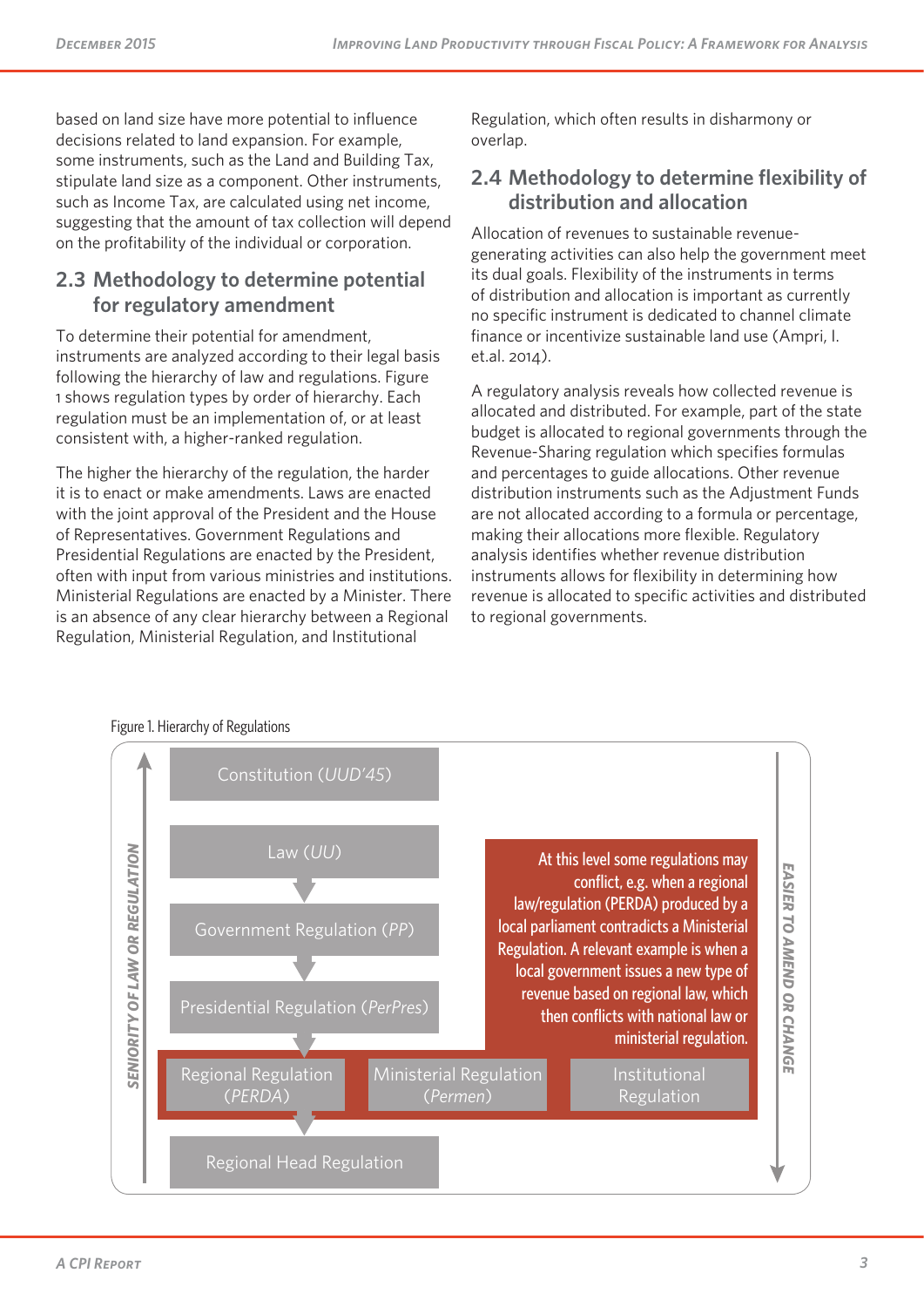based on land size have more potential to influence decisions related to land expansion. For example, some instruments, such as the Land and Building Tax, stipulate land size as a component. Other instruments, such as Income Tax, are calculated using net income, suggesting that the amount of tax collection will depend on the profitability of the individual or corporation.

## 2.3 Methodology to determine potential for regulatory amendment

To determine their potential for amendment, instruments are analyzed according to their legal basis following the hierarchy of law and regulations. Figure 1 shows regulation types by order of hierarchy. Each regulation must be an implementation of, or at least consistent with, a higher-ranked regulation.

The higher the hierarchy of the regulation, the harder it is to enact or make amendments. Laws are enacted with the joint approval of the President and the House of Representatives. Government Regulations and Presidential Regulations are enacted by the President, often with input from various ministries and institutions. Ministerial Regulations are enacted by a Minister. There is an absence of any clear hierarchy between a Regional Regulation, Ministerial Regulation, and Institutional Regulation, which often results in disharmony or overlap.

## 2.4 Methodology to determine flexibility of distribution and allocation

Allocation of revenues to sustainable revenue-generating activities can also help the government meet its dual goals. Flexibility of the instruments in terms of distribution and allocation is important as currently no specific instrument is dedicated to channel climate finance or incentivize sustainable land use (Ampri, I. et.al. 2014).

A regulatory analysis reveals how collected revenue is allocated and distributed. For example, part of the state budget is allocated to regional governments through the Revenue-Sharing regulation which specifies formulas and percentages to guide allocations. Other revenue distribution instruments such as the Adjustment Funds are not allocated according to a formula or percentage, making their allocations more flexible. Regulatory analysis identifies whether revenue distribution instruments allows for flexibility in determining how revenue is allocated to specific activities and distributed to regional governments.

Figure 1. Hierarchy of Regulations

SENIORITY OF LAW OR REGULATION (↑)

- Constitution (*UUD'45*)
- Law (*UU*)
- Government Regulation (*PP*)
- Presidential Regulation (*PerPres*)
- Regional Regulation (*PERDA*) | Ministerial Regulation (*Permen*) | Institutional Regulation
- Regional Head Regulation

At this level some regulations may conflict, e.g. when a regional law/regulation (PERDA) produced by a local parliament contradicts a Ministerial Regulation. A relevant example is when a local government issues a new type of revenue based on regional law, which then conflicts with national law or ministerial regulation.

EASIER TO AMEND OR CHANGE (↓)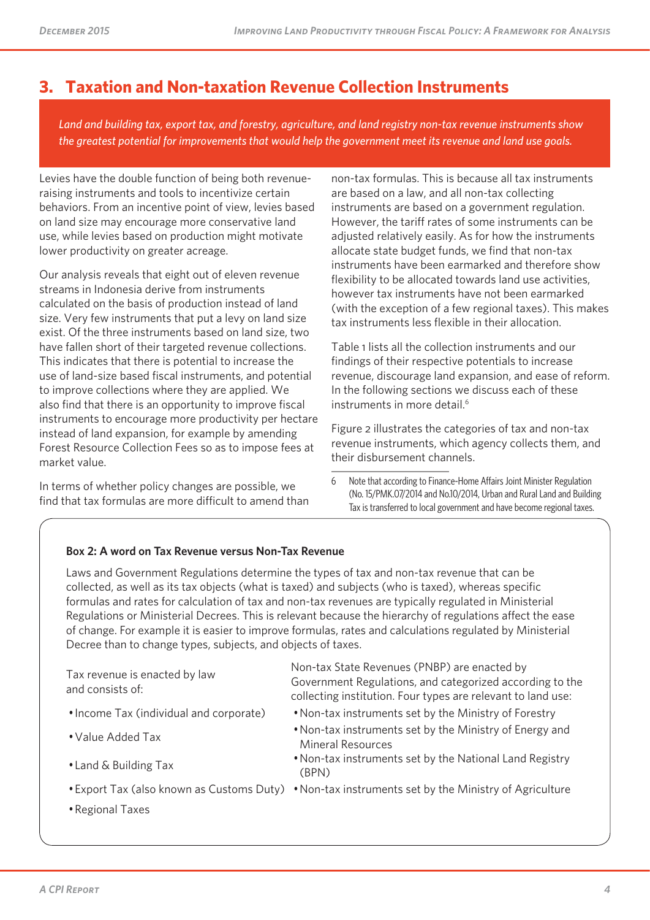## 3. Taxation and Non-taxation Revenue Collection Instruments

*Land and building tax, export tax, and forestry, agriculture, and land registry non-tax revenue instruments show the greatest potential for improvements that would help the government meet its revenue and land use goals.*

Levies have the double function of being both revenue-raising instruments and tools to incentivize certain behaviors. From an incentive point of view, levies based on land size may encourage more conservative land use, while levies based on production might motivate lower productivity on greater acreage.

Our analysis reveals that eight out of eleven revenue streams in Indonesia derive from instruments calculated on the basis of production instead of land size. Very few instruments that put a levy on land size exist. Of the three instruments based on land size, two have fallen short of their targeted revenue collections. This indicates that there is potential to increase the use of land-size based fiscal instruments, and potential to improve collections where they are applied. We also find that there is an opportunity to improve fiscal instruments to encourage more productivity per hectare instead of land expansion, for example by amending Forest Resource Collection Fees so as to impose fees at market value.

In terms of whether policy changes are possible, we find that tax formulas are more difficult to amend than non-tax formulas. This is because all tax instruments are based on a law, and all non-tax collecting instruments are based on a government regulation. However, the tariff rates of some instruments can be adjusted relatively easily. As for how the instruments allocate state budget funds, we find that non-tax instruments have been earmarked and therefore show flexibility to be allocated towards land use activities, however tax instruments have not been earmarked (with the exception of a few regional taxes). This makes tax instruments less flexible in their allocation.

Table 1 lists all the collection instruments and our findings of their respective potentials to increase revenue, discourage land expansion, and ease of reform. In the following sections we discuss each of these instruments in more detail.[6]

Figure 2 illustrates the categories of tax and non-tax revenue instruments, which agency collects them, and their disbursement channels.

[6] Note that according to Finance-Home Affairs Joint Minister Regulation (No. 15/PMK.07/2014 and No.10/2014, Urban and Rural Land and Building Tax is transferred to local government and have become regional taxes.

**Box 2: A word on Tax Revenue versus Non-Tax Revenue**

Laws and Government Regulations determine the types of tax and non-tax revenue that can be collected, as well as its tax objects (what is taxed) and subjects (who is taxed), whereas specific formulas and rates for calculation of tax and non-tax revenues are typically regulated in Ministerial Regulations or Ministerial Decrees. This is relevant because the hierarchy of regulations affect the ease of change. For example it is easier to improve formulas, rates and calculations regulated by Ministerial Decree than to change types, subjects, and objects of taxes.

Tax revenue is enacted by law and consists of:

- Income Tax (individual and corporate)
- Value Added Tax
- Land & Building Tax
- Export Tax (also known as Customs Duty)
- Regional Taxes

Non-tax State Revenues (PNBP) are enacted by Government Regulations, and categorized according to the collecting institution. Four types are relevant to land use:

- Non-tax instruments set by the Ministry of Forestry
- Non-tax instruments set by the Ministry of Energy and Mineral Resources
- Non-tax instruments set by the National Land Registry (BPN)
- Non-tax instruments set by the Ministry of Agriculture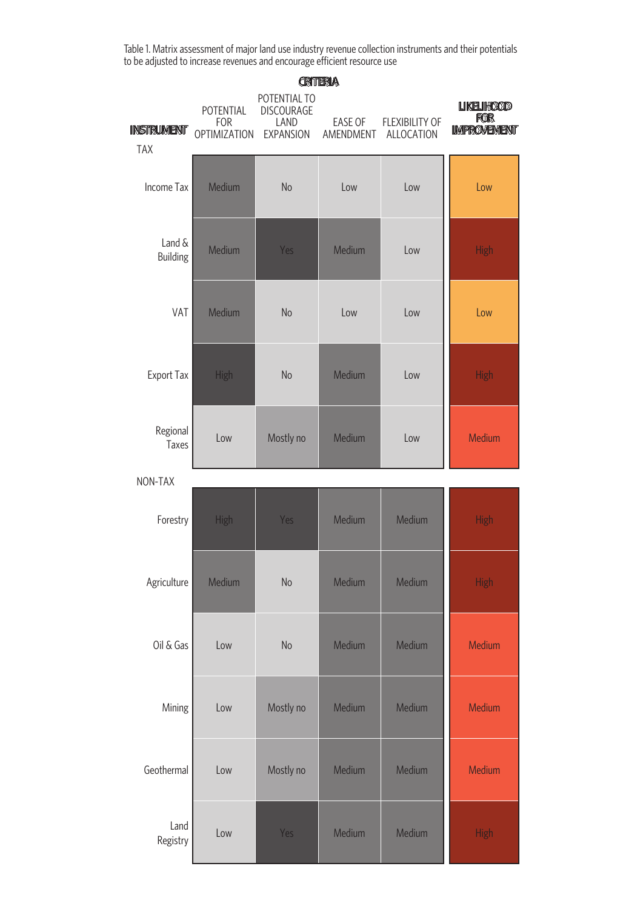Table 1. Matrix assessment of major land use industry revenue collection instruments and their potentials to be adjusted to increase revenues and encourage efficient resource use

| INSTRUMENT | CRITERIA: POTENTIAL FOR OPTIMIZATION | POTENTIAL TO DISCOURAGE LAND EXPANSION | EASE OF AMENDMENT | FLEXIBILITY OF ALLOCATION | LIKELIHOOD FOR IMPROVEMENT |
|---|---|---|---|---|---|
| **TAX** | | | | | |
| Income Tax | Medium | No | Low | Low | Low |
| Land & Building | Medium | Yes | Medium | Low | High |
| VAT | Medium | No | Low | Low | Low |
| Export Tax | High | No | Medium | Low | High |
| Regional Taxes | Low | Mostly no | Medium | Low | Medium |
| **NON-TAX** | | | | | |
| Forestry | High | Yes | Medium | Medium | High |
| Agriculture | Medium | No | Medium | Medium | High |
| Oil & Gas | Low | No | Medium | Medium | Medium |
| Mining | Low | Mostly no | Medium | Medium | Medium |
| Geothermal | Low | Mostly no | Medium | Medium | Medium |
| Land Registry | Low | Yes | Medium | Medium | High |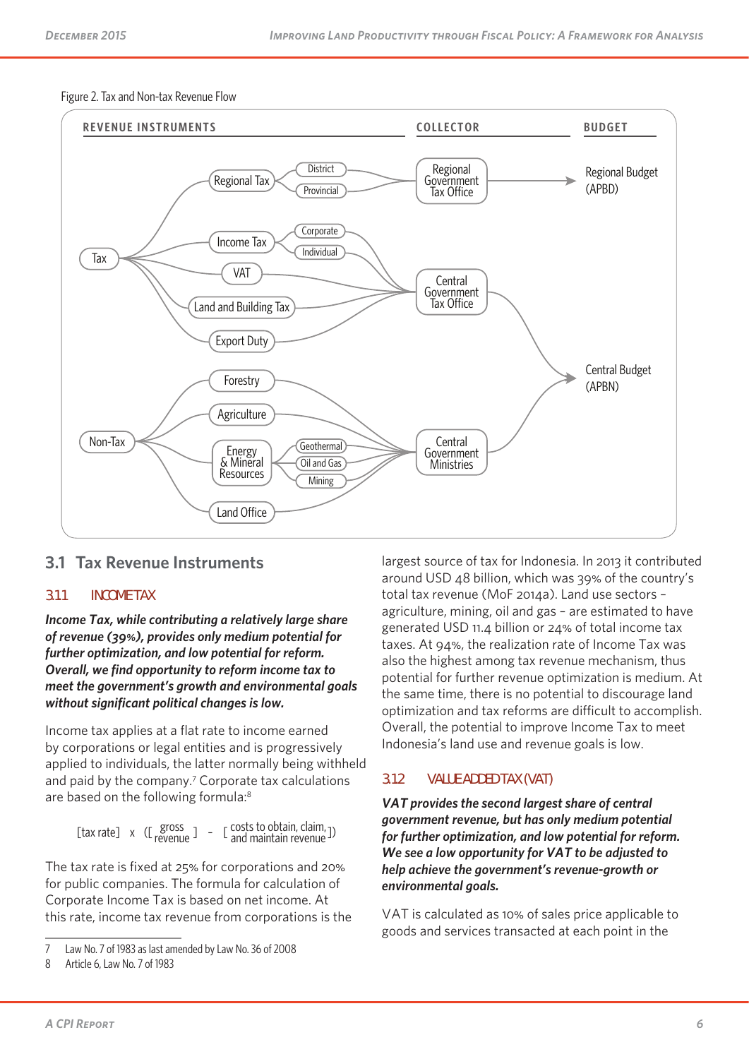Figure 2. Tax and Non-tax Revenue Flow

| REVENUE INSTRUMENTS | | COLLECTOR | BUDGET |
|---|---|---|---|
| Tax | Regional Tax (District, Provincial) | Regional Government Tax Office | Regional Budget (APBD) |
| Tax | Income Tax (Corporate, Individual) | Central Government Tax Office | Central Budget (APBN) |
| Tax | VAT | Central Government Tax Office | Central Budget (APBN) |
| Tax | Land and Building Tax | Central Government Tax Office | Central Budget (APBN) |
| Tax | Export Duty | Central Government Tax Office | Central Budget (APBN) |
| Non-Tax | Forestry | Central Government Ministries | Central Budget (APBN) |
| Non-Tax | Agriculture | Central Government Ministries | Central Budget (APBN) |
| Non-Tax | Energy & Mineral Resources (Geothermal, Oil and Gas, Mining) | Central Government Ministries | Central Budget (APBN) |
| Non-Tax | Land Office | Central Government Ministries | Central Budget (APBN) |

## 3.1 Tax Revenue Instruments

### 3.1.1 INCOME TAX

***Income Tax, while contributing a relatively large share of revenue (39%), provides only medium potential for further optimization, and low potential for reform. Overall, we find opportunity to reform income tax to meet the government's growth and environmental goals without significant political changes is low.***

Income tax applies at a flat rate to income earned by corporations or legal entities and is progressively applied to individuals, the latter normally being withheld and paid by the company.[7] Corporate tax calculations are based on the following formula:[8]

$$[\text{tax rate}] \times \left(\left[\text{gross revenue}\right] - \left[\text{costs to obtain, claim, and maintain revenue}\right]\right)$$

The tax rate is fixed at 25% for corporations and 20% for public companies. The formula for calculation of Corporate Income Tax is based on net income. At this rate, income tax revenue from corporations is the largest source of tax for Indonesia. In 2013 it contributed around USD 48 billion, which was 39% of the country's total tax revenue (MoF 2014a). Land use sectors – agriculture, mining, oil and gas – are estimated to have generated USD 11.4 billion or 24% of total income tax taxes. At 94%, the realization rate of Income Tax was also the highest among tax revenue mechanism, thus potential for further revenue optimization is medium. At the same time, there is no potential to discourage land optimization and tax reforms are difficult to accomplish. Overall, the potential to improve Income Tax to meet Indonesia's land use and revenue goals is low.

### 3.1.2 VALUE ADDED TAX (VAT)

***VAT provides the second largest share of central government revenue, but has only medium potential for further optimization, and low potential for reform. We see a low opportunity for VAT to be adjusted to help achieve the government's revenue-growth or environmental goals.***

VAT is calculated as 10% of sales price applicable to goods and services transacted at each point in the

---

7 Law No. 7 of 1983 as last amended by Law No. 36 of 2008

8 Article 6, Law No. 7 of 1983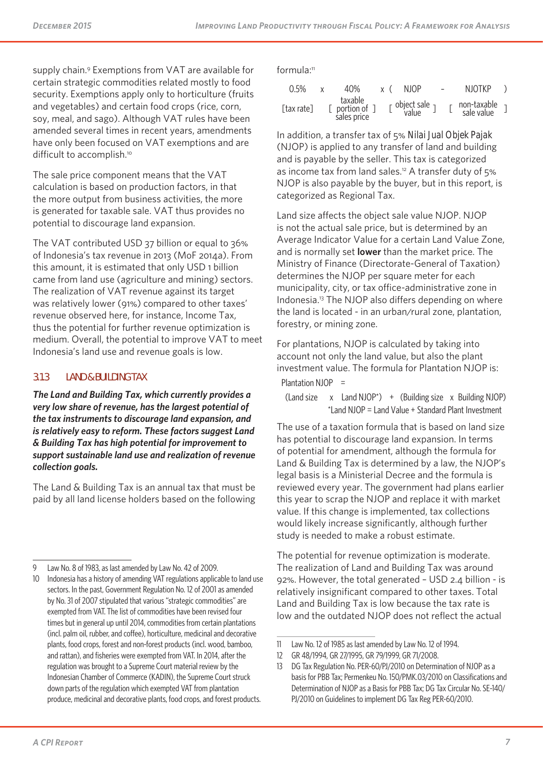supply chain.[9] Exemptions from VAT are available for certain strategic commodities related mostly to food security. Exemptions apply only to horticulture (fruits and vegetables) and certain food crops (rice, corn, soy, meal, and sago). Although VAT rules have been amended several times in recent years, amendments have only been focused on VAT exemptions and are difficult to accomplish.[10]

The sale price component means that the VAT calculation is based on production factors, in that the more output from business activities, the more is generated for taxable sale. VAT thus provides no potential to discourage land expansion.

The VAT contributed USD 37 billion or equal to 36% of Indonesia's tax revenue in 2013 (MoF 2014a). From this amount, it is estimated that only USD 1 billion came from land use (agriculture and mining) sectors. The realization of VAT revenue against its target was relatively lower (91%) compared to other taxes' revenue observed here, for instance, Income Tax, thus the potential for further revenue optimization is medium. Overall, the potential to improve VAT to meet Indonesia's land use and revenue goals is low.

### 3.1.3 LAND & BUILDING TAX

***The Land and Building Tax, which currently provides a very low share of revenue, has the largest potential of the tax instruments to discourage land expansion, and is relatively easy to reform. These factors suggest Land & Building Tax has high potential for improvement to support sustainable land use and realization of revenue collection goals.***

The Land & Building Tax is an annual tax that must be paid by all land license holders based on the following formula:[11]

$$\underset{\text{[tax rate]}}{0.5\%} \times \underset{\text{[taxable portion of sales price]}}{40\%} \times \left( \underset{\text{[object sale value]}}{\text{NJOP}} - \underset{\text{[non-taxable sale value]}}{\text{NJOTKP}} \right)$$

In addition, a transfer tax of 5% *Nilai Jual Objek Pajak* (NJOP) is applied to any transfer of land and building and is payable by the seller. This tax is categorized as income tax from land sales.[12] A transfer duty of 5% NJOP is also payable by the buyer, but in this report, is categorized as Regional Tax.

Land size affects the object sale value NJOP. NJOP is not the actual sale price, but is determined by an Average Indicator Value for a certain Land Value Zone, and is normally set **lower** than the market price. The Ministry of Finance (Directorate-General of Taxation) determines the NJOP per square meter for each municipality, city, or tax office-administrative zone in Indonesia.[13] The NJOP also differs depending on where the land is located - in an urban/rural zone, plantation, forestry, or mining zone.

For plantations, NJOP is calculated by taking into account not only the land value, but also the plant investment value. The formula for Plantation NJOP is:

$$\text{Plantation NJOP} = (\text{Land size} \times \text{Land NJOP}^{*}) + (\text{Building size} \times \text{Building NJOP})$$

*Land NJOP = Land Value + Standard Plant Investment

The use of a taxation formula that is based on land size has potential to discourage land expansion. In terms of potential for amendment, although the formula for Land & Building Tax is determined by a law, the NJOP's legal basis is a Ministerial Decree and the formula is reviewed every year. The government had plans earlier this year to scrap the NJOP and replace it with market value. If this change is implemented, tax collections would likely increase significantly, although further study is needed to make a robust estimate.

The potential for revenue optimization is moderate. The realization of Land and Building Tax was around 92%. However, the total generated – USD 2.4 billion - is relatively insignificant compared to other taxes. Total Land and Building Tax is low because the tax rate is low and the outdated NJOP does not reflect the actual

---

9 Law No. 8 of 1983, as last amended by Law No. 42 of 2009.

10 Indonesia has a history of amending VAT regulations applicable to land use sectors. In the past, Government Regulation No. 12 of 2001 as amended by No. 31 of 2007 stipulated that various "strategic commodities" are exempted from VAT. The list of commodities have been revised four times but in general up until 2014, commodities from certain plantations (incl. palm oil, rubber, and coffee), horticulture, medicinal and decorative plants, food crops, forest and non-forest products (incl. wood, bamboo, and rattan), and fisheries were exempted from VAT. In 2014, after the regulation was brought to a Supreme Court material review by the Indonesian Chamber of Commerce (KADIN), the Supreme Court struck down parts of the regulation which exempted VAT from plantation produce, medicinal and decorative plants, food crops, and forest products.

11 Law No. 12 of 1985 as last amended by Law No. 12 of 1994.

12 GR 48/1994, GR 27/1995, GR 79/1999, GR 71/2008.

13 DG Tax Regulation No. PER-60/PJ/2010 on Determination of NJOP as a basis for PBB Tax; Permenkeu No. 150/PMK.03/2010 on Classifications and Determination of NJOP as a Basis for PBB Tax; DG Tax Circular No. SE-140/PJ/2010 on Guidelines to implement DG Tax Reg PER-60/2010.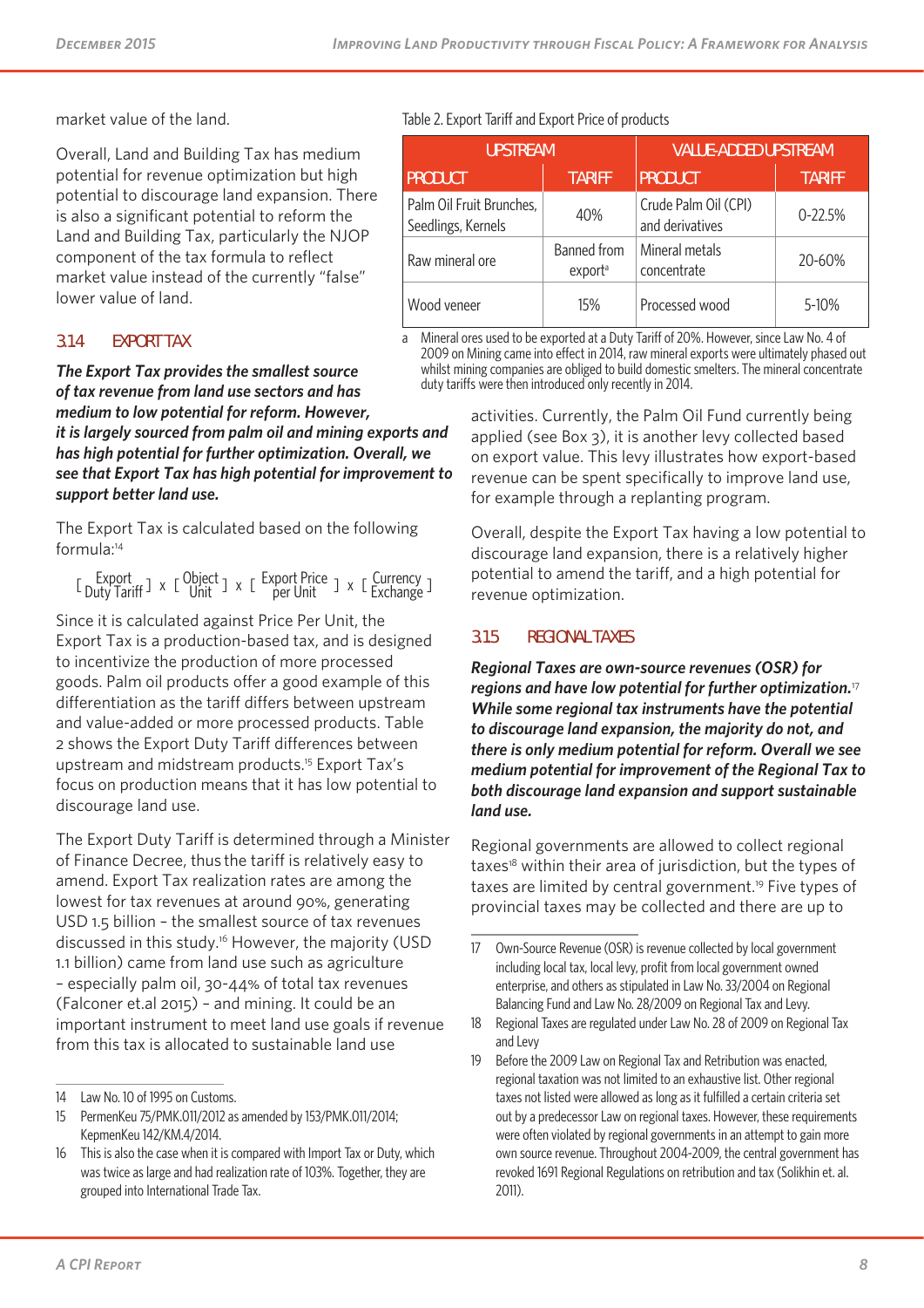market value of the land.

Overall, Land and Building Tax has medium potential for revenue optimization but high potential to discourage land expansion. There is also a significant potential to reform the Land and Building Tax, particularly the NJOP component of the tax formula to reflect market value instead of the currently "false" lower value of land.

### 3.14 EXPORT TAX

***The Export Tax provides the smallest source of tax revenue from land use sectors and has medium to low potential for reform. However, it is largely sourced from palm oil and mining exports and has high potential for further optimization. Overall, we see that Export Tax has high potential for improvement to support better land use.***

The Export Tax is calculated based on the following formula:[14]

$$\left[\text{Export Duty Tariff}\right] \times \left[\text{Object Unit}\right] \times \left[\text{Export Price per Unit}\right] \times \left[\text{Currency Exchange}\right]$$

Since it is calculated against Price Per Unit, the Export Tax is a production-based tax, and is designed to incentivize the production of more processed goods. Palm oil products offer a good example of this differentiation as the tariff differs between upstream and value-added or more processed products. Table 2 shows the Export Duty Tariff differences between upstream and midstream products.[15] Export Tax's focus on production means that it has low potential to discourage land use.

The Export Duty Tariff is determined through a Minister of Finance Decree, thus the tariff is relatively easy to amend. Export Tax realization rates are among the lowest for tax revenues at around 90%, generating USD 1.5 billion – the smallest source of tax revenues discussed in this study.[16] However, the majority (USD 1.1 billion) came from land use such as agriculture – especially palm oil, 30-44% of total tax revenues (Falconer et.al 2015) – and mining. It could be an important instrument to meet land use goals if revenue from this tax is allocated to sustainable land use

Table 2. Export Tariff and Export Price of products

| UPSTREAM | | VALUE-ADDED UPSTREAM | |
|---|---|---|---|
| PRODUCT | TARIFF | PRODUCT | TARIFF |
| Palm Oil Fruit Brunches, Seedlings, Kernels | 40% | Crude Palm Oil (CPI) and derivatives | 0-22.5% |
| Raw mineral ore | Banned from export[a] | Mineral metals concentrate | 20-60% |
| Wood veneer | 15% | Processed wood | 5-10% |

a Mineral ores used to be exported at a Duty Tariff of 20%. However, since Law No. 4 of 2009 on Mining came into effect in 2014, raw mineral exports were ultimately phased out whilst mining companies are obliged to build domestic smelters. The mineral concentrate duty tariffs were then introduced only recently in 2014.

activities. Currently, the Palm Oil Fund currently being applied (see Box 3), it is another levy collected based on export value. This levy illustrates how export-based revenue can be spent specifically to improve land use, for example through a replanting program.

Overall, despite the Export Tax having a low potential to discourage land expansion, there is a relatively higher potential to amend the tariff, and a high potential for revenue optimization.

### 3.15 REGIONAL TAXES

***Regional Taxes are own-source revenues (OSR) for regions and have low potential for further optimization.***[17] ***While some regional tax instruments have the potential to discourage land expansion, the majority do not, and there is only medium potential for reform. Overall we see medium potential for improvement of the Regional Tax to both discourage land expansion and support sustainable land use.***

Regional governments are allowed to collect regional taxes[18] within their area of jurisdiction, but the types of taxes are limited by central government.[19] Five types of provincial taxes may be collected and there are up to

---

14 Law No. 10 of 1995 on Customs.

15 PermenKeu 75/PMK.011/2012 as amended by 153/PMK.011/2014; KepmenKeu 142/KM.4/2014.

16 This is also the case when it is compared with Import Tax or Duty, which was twice as large and had realization rate of 103%. Together, they are grouped into International Trade Tax.

17 Own-Source Revenue (OSR) is revenue collected by local government including local tax, local levy, profit from local government owned enterprise, and others as stipulated in Law No. 33/2004 on Regional Balancing Fund and Law No. 28/2009 on Regional Tax and Levy.

18 Regional Taxes are regulated under Law No. 28 of 2009 on Regional Tax and Levy

19 Before the 2009 Law on Regional Tax and Retribution was enacted, regional taxation was not limited to an exhaustive list. Other regional taxes not listed were allowed as long as it fulfilled a certain criteria set out by a predecessor Law on regional taxes. However, these requirements were often violated by regional governments in an attempt to gain more own source revenue. Throughout 2004-2009, the central government has revoked 1691 Regional Regulations on retribution and tax (Solikhin et. al. 2011).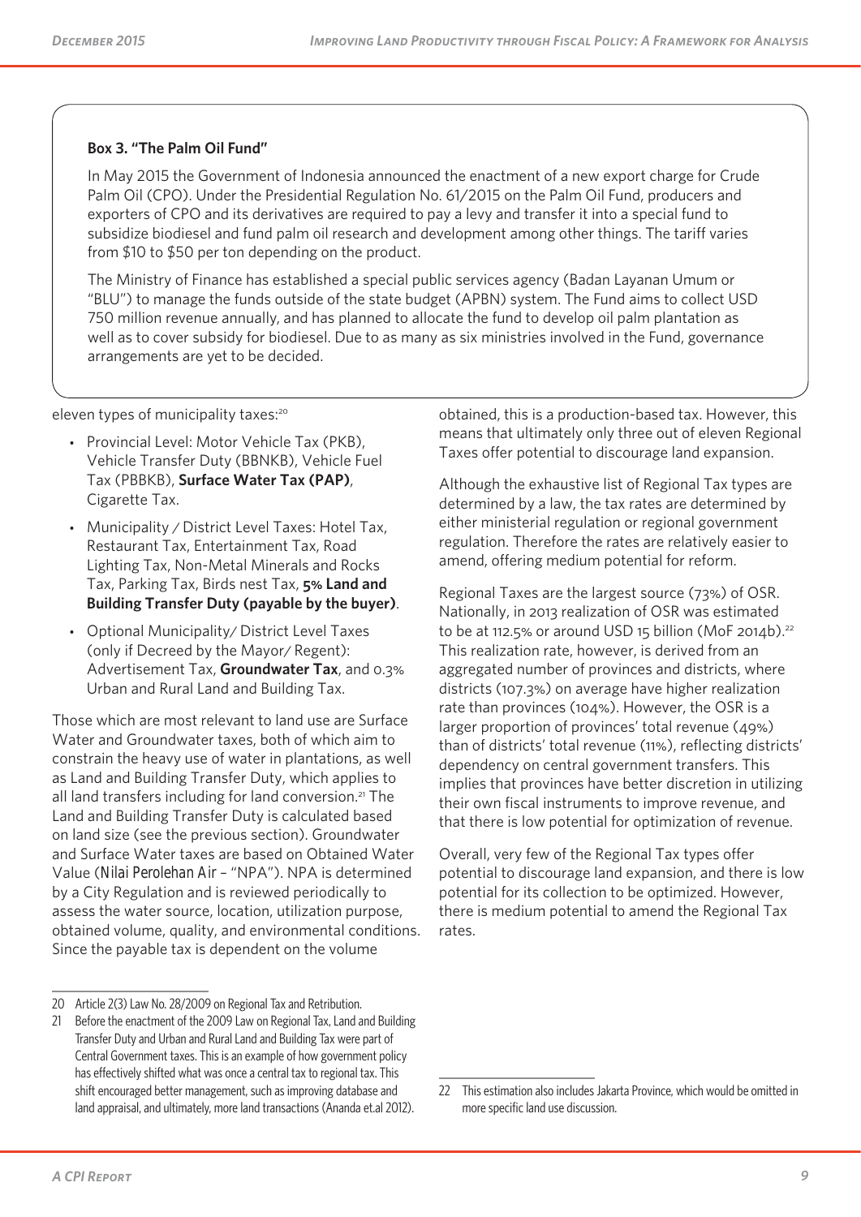**Box 3. "The Palm Oil Fund"**

In May 2015 the Government of Indonesia announced the enactment of a new export charge for Crude Palm Oil (CPO). Under the Presidential Regulation No. 61/2015 on the Palm Oil Fund, producers and exporters of CPO and its derivatives are required to pay a levy and transfer it into a special fund to subsidize biodiesel and fund palm oil research and development among other things. The tariff varies from $10 to $50 per ton depending on the product.

The Ministry of Finance has established a special public services agency (Badan Layanan Umum or "BLU") to manage the funds outside of the state budget (APBN) system. The Fund aims to collect USD 750 million revenue annually, and has planned to allocate the fund to develop oil palm plantation as well as to cover subsidy for biodiesel. Due to as many as six ministries involved in the Fund, governance arrangements are yet to be decided.

eleven types of municipality taxes:[20]

- Provincial Level: Motor Vehicle Tax (PKB), Vehicle Transfer Duty (BBNKB), Vehicle Fuel Tax (PBBKB), **Surface Water Tax (PAP)**, Cigarette Tax.
- Municipality / District Level Taxes: Hotel Tax, Restaurant Tax, Entertainment Tax, Road Lighting Tax, Non-Metal Minerals and Rocks Tax, Parking Tax, Birds nest Tax, **5% Land and Building Transfer Duty (payable by the buyer)**.
- Optional Municipality/ District Level Taxes (only if Decreed by the Mayor/ Regent): Advertisement Tax, **Groundwater Tax**, and 0.3% Urban and Rural Land and Building Tax.

Those which are most relevant to land use are Surface Water and Groundwater taxes, both of which aim to constrain the heavy use of water in plantations, as well as Land and Building Transfer Duty, which applies to all land transfers including for land conversion.[21] The Land and Building Transfer Duty is calculated based on land size (see the previous section). Groundwater and Surface Water taxes are based on Obtained Water Value (*Nilai Perolehan Air* – "NPA"). NPA is determined by a City Regulation and is reviewed periodically to assess the water source, location, utilization purpose, obtained volume, quality, and environmental conditions. Since the payable tax is dependent on the volume obtained, this is a production-based tax. However, this means that ultimately only three out of eleven Regional Taxes offer potential to discourage land expansion.

Although the exhaustive list of Regional Tax types are determined by a law, the tax rates are determined by either ministerial regulation or regional government regulation. Therefore the rates are relatively easier to amend, offering medium potential for reform.

Regional Taxes are the largest source (73%) of OSR. Nationally, in 2013 realization of OSR was estimated to be at 112.5% or around USD 15 billion (MoF 2014b).[22] This realization rate, however, is derived from an aggregated number of provinces and districts, where districts (107.3%) on average have higher realization rate than provinces (104%). However, the OSR is a larger proportion of provinces' total revenue (49%) than of districts' total revenue (11%), reflecting districts' dependency on central government transfers. This implies that provinces have better discretion in utilizing their own fiscal instruments to improve revenue, and that there is low potential for optimization of revenue.

Overall, very few of the Regional Tax types offer potential to discourage land expansion, and there is low potential for its collection to be optimized. However, there is medium potential to amend the Regional Tax rates.

---

20 Article 2(3) Law No. 28/2009 on Regional Tax and Retribution.

21 Before the enactment of the 2009 Law on Regional Tax, Land and Building Transfer Duty and Urban and Rural Land and Building Tax were part of Central Government taxes. This is an example of how government policy has effectively shifted what was once a central tax to regional tax. This shift encouraged better management, such as improving database and land appraisal, and ultimately, more land transactions (Ananda et.al 2012).

22 This estimation also includes Jakarta Province, which would be omitted in more specific land use discussion.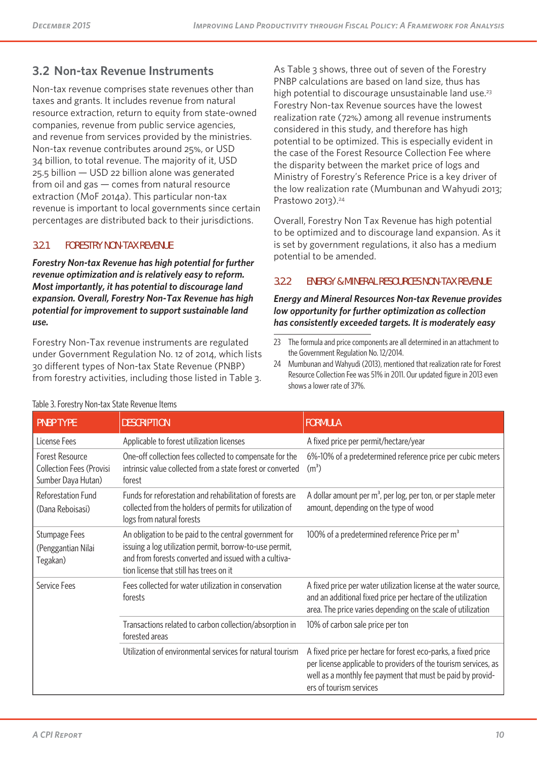## 3.2 Non-tax Revenue Instruments

Non-tax revenue comprises state revenues other than taxes and grants. It includes revenue from natural resource extraction, return to equity from state-owned companies, revenue from public service agencies, and revenue from services provided by the ministries. Non-tax revenue contributes around 25%, or USD 34 billion, to total revenue. The majority of it, USD 25.5 billion — USD 22 billion alone was generated from oil and gas — comes from natural resource extraction (MoF 2014a). This particular non-tax revenue is important to local governments since certain percentages are distributed back to their jurisdictions.

### 3.2.1 FORESTRY NON-TAX REVENUE

***Forestry Non-tax Revenue has high potential for further revenue optimization and is relatively easy to reform. Most importantly, it has potential to discourage land expansion. Overall, Forestry Non-Tax Revenue has high potential for improvement to support sustainable land use.***

Forestry Non-Tax revenue instruments are regulated under Government Regulation No. 12 of 2014, which lists 30 different types of Non-tax State Revenue (PNBP) from forestry activities, including those listed in Table 3.

As Table 3 shows, three out of seven of the Forestry PNBP calculations are based on land size, thus has high potential to discourage unsustainable land use.[23] Forestry Non-tax Revenue sources have the lowest realization rate (72%) among all revenue instruments considered in this study, and therefore has high potential to be optimized. This is especially evident in the case of the Forest Resource Collection Fee where the disparity between the market price of logs and Ministry of Forestry's Reference Price is a key driver of the low realization rate (Mumbunan and Wahyudi 2013; Prastowo 2013).[24]

Overall, Forestry Non Tax Revenue has high potential to be optimized and to discourage land expansion. As it is set by government regulations, it also has a medium potential to be amended.

### 3.2.2 ENERGY & MINERAL RESOURCES NON-TAX REVENUE

***Energy and Mineral Resources Non-tax Revenue provides low opportunity for further optimization as collection has consistently exceeded targets. It is moderately easy***

23 The formula and price components are all determined in an attachment to the Government Regulation No. 12/2014.

24 Mumbunan and Wahyudi (2013), mentioned that realization rate for Forest Resource Collection Fee was 51% in 2011. Our updated figure in 2013 even shows a lower rate of 37%.

Table 3. Forestry Non-tax State Revenue Items

| PNBP TYPE | DESCRIPTION | FORMULA |
|---|---|---|
| License Fees | Applicable to forest utilization licenses | A fixed price per permit/hectare/year |
| Forest Resource Collection Fees (Provisi Sumber Daya Hutan) | One-off collection fees collected to compensate for the intrinsic value collected from a state forest or converted forest | 6%-10% of a predetermined reference price per cubic meters ($m^3$) |
| Reforestation Fund (Dana Reboisasi) | Funds for reforestation and rehabilitation of forests are collected from the holders of permits for utilization of logs from natural forests | A dollar amount per $m^3$, per log, per ton, or per staple meter amount, depending on the type of wood |
| Stumpage Fees (Penggantian Nilai Tegakan) | An obligation to be paid to the central government for issuing a log utilization permit, borrow-to-use permit, and from forests converted and issued with a cultivation license that still has trees on it | 100% of a predetermined reference Price per $m^3$ |
| Service Fees | Fees collected for water utilization in conservation forests | A fixed price per water utilization license at the water source, and an additional fixed price per hectare of the utilization area. The price varies depending on the scale of utilization |
| | Transactions related to carbon collection/absorption in forested areas | 10% of carbon sale price per ton |
| | Utilization of environmental services for natural tourism | A fixed price per hectare for forest eco-parks, a fixed price per license applicable to providers of the tourism services, as well as a monthly fee payment that must be paid by providers of tourism services |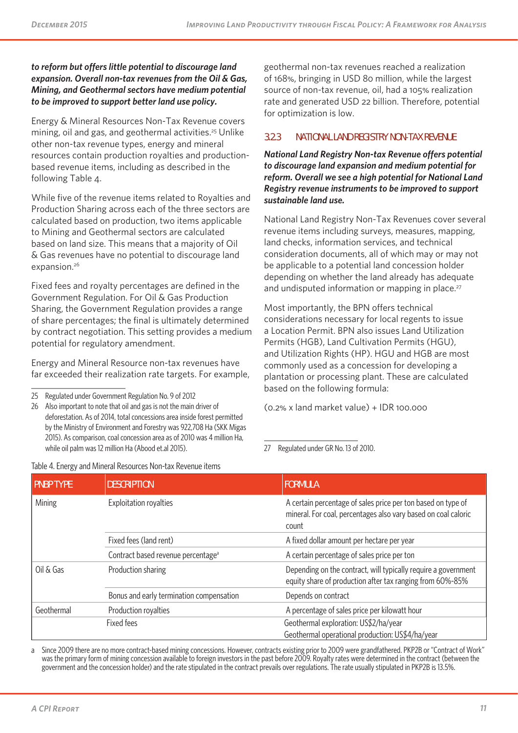***to reform but offers little potential to discourage land expansion. Overall non-tax revenues from the Oil & Gas, Mining, and Geothermal sectors have medium potential to be improved to support better land use policy.***

Energy & Mineral Resources Non-Tax Revenue covers mining, oil and gas, and geothermal activities.[25] Unlike other non-tax revenue types, energy and mineral resources contain production royalties and production-based revenue items, including as described in the following Table 4.

While five of the revenue items related to Royalties and Production Sharing across each of the three sectors are calculated based on production, two items applicable to Mining and Geothermal sectors are calculated based on land size. This means that a majority of Oil & Gas revenues have no potential to discourage land expansion.[26]

Fixed fees and royalty percentages are defined in the Government Regulation. For Oil & Gas Production Sharing, the Government Regulation provides a range of share percentages; the final is ultimately determined by contract negotiation. This setting provides a medium potential for regulatory amendment.

Energy and Mineral Resource non-tax revenues have far exceeded their realization rate targets. For example, geothermal non-tax revenues reached a realization of 168%, bringing in USD 80 million, while the largest source of non-tax revenue, oil, had a 105% realization rate and generated USD 22 billion. Therefore, potential for optimization is low.

25 Regulated under Government Regulation No. 9 of 2012

26 Also important to note that oil and gas is not the main driver of deforestation. As of 2014, total concessions area inside forest permitted by the Ministry of Environment and Forestry was 922,708 Ha (SKK Migas 2015). As comparison, coal concession area as of 2010 was 4 million Ha, while oil palm was 12 million Ha (Abood et.al 2015).

### 3.2.3 NATIONAL LAND REGISTRY NON-TAX REVENUE

***National Land Registry Non-tax Revenue offers potential to discourage land expansion and medium potential for reform. Overall we see a high potential for National Land Registry revenue instruments to be improved to support sustainable land use.***

National Land Registry Non-Tax Revenues cover several revenue items including surveys, measures, mapping, land checks, information services, and technical consideration documents, all of which may or may not be applicable to a potential land concession holder depending on whether the land already has adequate and undisputed information or mapping in place.[27]

Most importantly, the BPN offers technical considerations necessary for local regents to issue a Location Permit. BPN also issues Land Utilization Permits (HGB), Land Cultivation Permits (HGU), and Utilization Rights (HP). HGU and HGB are most commonly used as a concession for developing a plantation or processing plant. These are calculated based on the following formula:

(0.2% x land market value) + IDR 100.000

27 Regulated under GR No. 13 of 2010.

Table 4. Energy and Mineral Resources Non-tax Revenue items

| PNBP TYPE | DESCRIPTION | FORMULA |
|---|---|---|
| Mining | Exploitation royalties | A certain percentage of sales price per ton based on type of mineral. For coal, percentages also vary based on coal caloric count |
| | Fixed fees (land rent) | A fixed dollar amount per hectare per year |
| | Contract based revenue percentage[a] | A certain percentage of sales price per ton |
| Oil & Gas | Production sharing | Depending on the contract, will typically require a government equity share of production after tax ranging from 60%-85% |
| | Bonus and early termination compensation | Depends on contract |
| Geothermal | Production royalties | A percentage of sales price per kilowatt hour |
| | Fixed fees | Geothermal exploration: US$2/ha/year<br>Geothermal operational production: US$4/ha/year |

a Since 2009 there are no more contract-based mining concessions. However, contracts existing prior to 2009 were grandfathered. PKP2B or "Contract of Work" was the primary form of mining concession available to foreign investors in the past before 2009. Royalty rates were determined in the contract (between the government and the concession holder) and the rate stipulated in the contract prevails over regulations. The rate usually stipulated in PKP2B is 13.5%.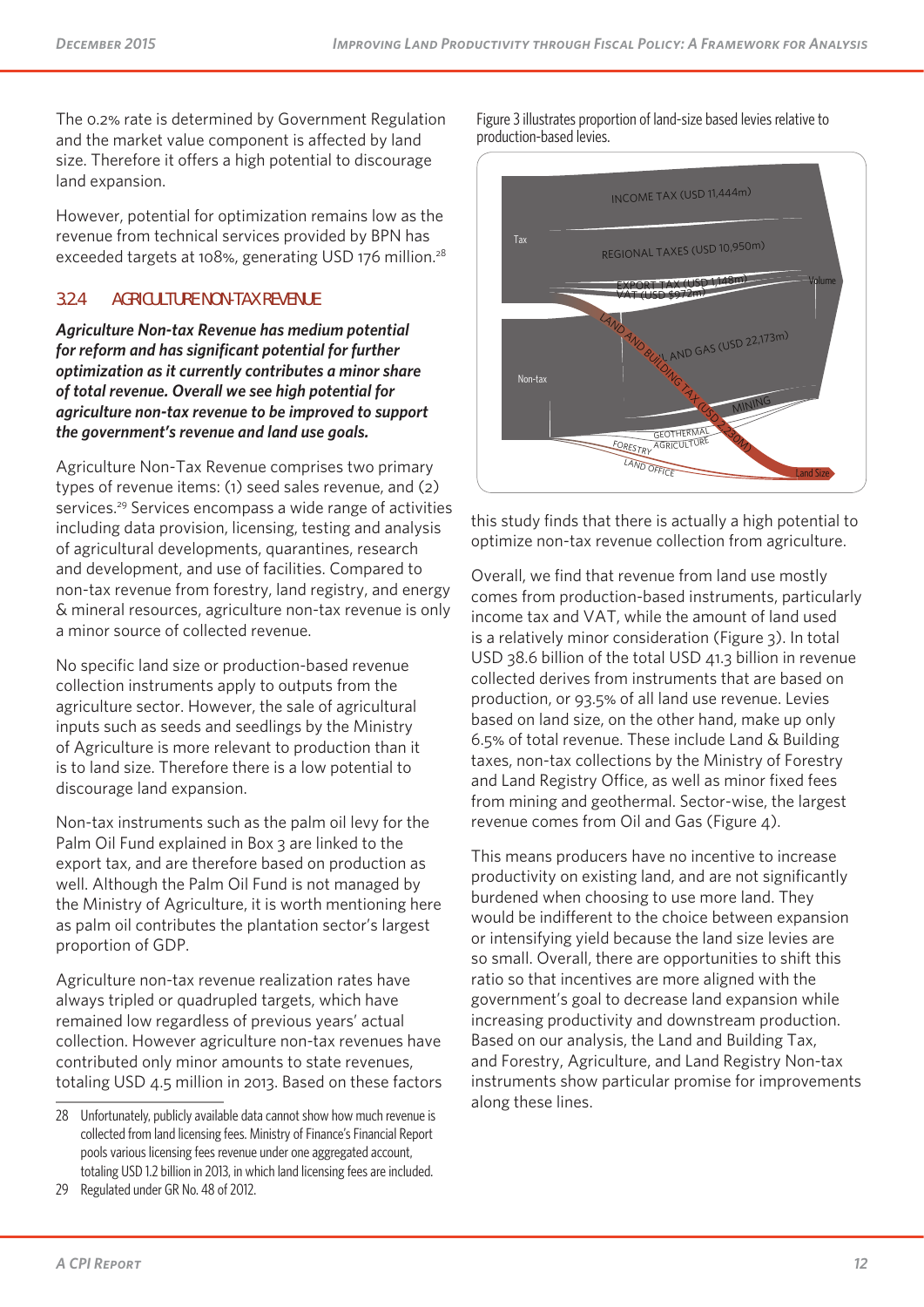The 0.2% rate is determined by Government Regulation and the market value component is affected by land size. Therefore it offers a high potential to discourage land expansion.

However, potential for optimization remains low as the revenue from technical services provided by BPN has exceeded targets at 108%, generating USD 176 million.[28]

### 3.2.4 AGRICULTURE NON-TAX REVENUE

***Agriculture Non-tax Revenue has medium potential for reform and has significant potential for further optimization as it currently contributes a minor share of total revenue. Overall we see high potential for agriculture non-tax revenue to be improved to support the government's revenue and land use goals.***

Agriculture Non-Tax Revenue comprises two primary types of revenue items: (1) seed sales revenue, and (2) services.[29] Services encompass a wide range of activities including data provision, licensing, testing and analysis of agricultural developments, quarantines, research and development, and use of facilities. Compared to non-tax revenue from forestry, land registry, and energy & mineral resources, agriculture non-tax revenue is only a minor source of collected revenue.

No specific land size or production-based revenue collection instruments apply to outputs from the agriculture sector. However, the sale of agricultural inputs such as seeds and seedlings by the Ministry of Agriculture is more relevant to production than it is to land size. Therefore there is a low potential to discourage land expansion.

Non-tax instruments such as the palm oil levy for the Palm Oil Fund explained in Box 3 are linked to the export tax, and are therefore based on production as well. Although the Palm Oil Fund is not managed by the Ministry of Agriculture, it is worth mentioning here as palm oil contributes the plantation sector's largest proportion of GDP.

Agriculture non-tax revenue realization rates have always tripled or quadrupled targets, which have remained low regardless of previous years' actual collection. However agriculture non-tax revenues have contributed only minor amounts to state revenues, totaling USD 4.5 million in 2013. Based on these factors this study finds that there is actually a high potential to optimize non-tax revenue collection from agriculture.

Figure 3 illustrates proportion of land-size based levies relative to production-based levies.

Overall, we find that revenue from land use mostly comes from production-based instruments, particularly income tax and VAT, while the amount of land used is a relatively minor consideration (Figure 3). In total USD 38.6 billion of the total USD 41.3 billion in revenue collected derives from instruments that are based on production, or 93.5% of all land use revenue. Levies based on land size, on the other hand, make up only 6.5% of total revenue. These include Land & Building taxes, non-tax collections by the Ministry of Forestry and Land Registry Office, as well as minor fixed fees from mining and geothermal. Sector-wise, the largest revenue comes from Oil and Gas (Figure 4).

This means producers have no incentive to increase productivity on existing land, and are not significantly burdened when choosing to use more land. They would be indifferent to the choice between expansion or intensifying yield because the land size levies are so small. Overall, there are opportunities to shift this ratio so that incentives are more aligned with the government's goal to decrease land expansion while increasing productivity and downstream production. Based on our analysis, the Land and Building Tax, and Forestry, Agriculture, and Land Registry Non-tax instruments show particular promise for improvements along these lines.

---

28 Unfortunately, publicly available data cannot show how much revenue is collected from land licensing fees. Ministry of Finance's Financial Report pools various licensing fees revenue under one aggregated account, totaling USD 1.2 billion in 2013, in which land licensing fees are included.

29 Regulated under GR No. 48 of 2012.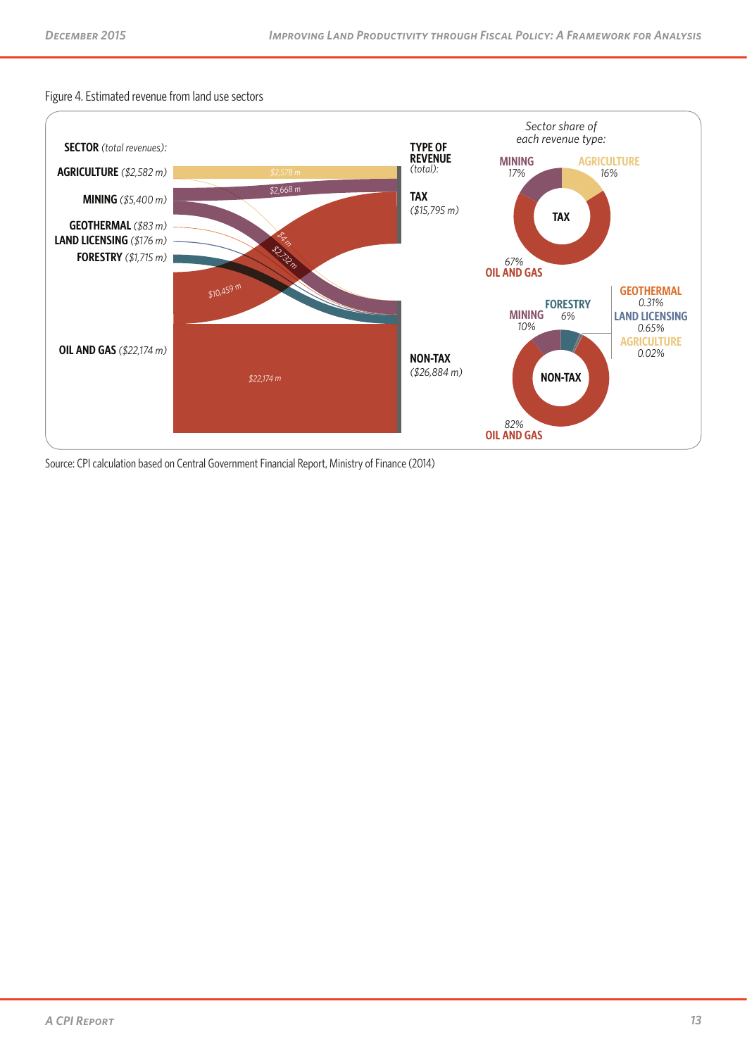Figure 4. Estimated revenue from land use sectors

**SECTOR** *(total revenues)*:

- **AGRICULTURE** *($2,582 m)*
- **MINING** *($5,400 m)*
- **GEOTHERMAL** *($83 m)*
- **LAND LICENSING** *($176 m)*
- **FORESTRY** *($1,715 m)*
- **OIL AND GAS** *($22,174 m)*

**TYPE OF REVENUE** *(total)*:

- **TAX** *($15,795 m)*
- **NON-TAX** *($26,884 m)*

Flows: $2,578 m; $2,668 m; $4 m; $2,732 m; $10,459 m; $22,174 m

*Sector share of each revenue type:*

**TAX**: MINING 17%; AGRICULTURE 16%; OIL AND GAS 67%

**NON-TAX**: FORESTRY 6%; MINING 10%; GEOTHERMAL 0.31%; LAND LICENSING 0.65%; AGRICULTURE 0.02%; OIL AND GAS 82%

Source: CPI calculation based on Central Government Financial Report, Ministry of Finance (2014)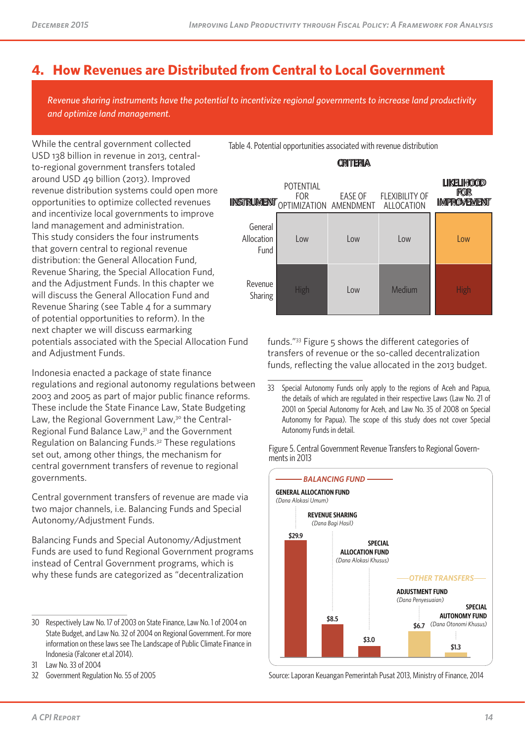## 4. How Revenues are Distributed from Central to Local Government

*Revenue sharing instruments have the potential to incentivize regional governments to increase land productivity and optimize land management.*

While the central government collected USD 138 billion in revenue in 2013, central-to-regional government transfers totaled around USD 49 billion (2013). Improved revenue distribution systems could open more opportunities to optimize collected revenues and incentivize local governments to improve land management and administration. This study considers the four instruments that govern central to regional revenue distribution: the General Allocation Fund, Revenue Sharing, the Special Allocation Fund, and the Adjustment Funds. In this chapter we will discuss the General Allocation Fund and Revenue Sharing (see Table 4 for a summary of potential opportunities to reform). In the next chapter we will discuss earmarking potentials associated with the Special Allocation Fund and Adjustment Funds.

Table 4. Potential opportunities associated with revenue distribution

| INSTRUMENT | CRITERIA: POTENTIAL FOR OPTIMIZATION | EASE OF AMENDMENT | FLEXIBILITY OF ALLOCATION | LIKELIHOOD FOR IMPROVEMENT |
|---|---|---|---|---|
| General Allocation Fund | Low | Low | Low | Low |
| Revenue Sharing | High | Low | Medium | High |

Indonesia enacted a package of state finance regulations and regional autonomy regulations between 2003 and 2005 as part of major public finance reforms. These include the State Finance Law, State Budgeting Law, the Regional Government Law,[30] the Central-Regional Fund Balance Law,[31] and the Government Regulation on Balancing Funds.[32] These regulations set out, among other things, the mechanism for central government transfers of revenue to regional governments.

Central government transfers of revenue are made via two major channels, i.e. Balancing Funds and Special Autonomy/Adjustment Funds.

Balancing Funds and Special Autonomy/Adjustment Funds are used to fund Regional Government programs instead of Central Government programs, which is why these funds are categorized as "decentralization funds."[33] Figure 5 shows the different categories of transfers of revenue or the so-called decentralization funds, reflecting the value allocated in the 2013 budget.

Figure 5. Central Government Revenue Transfers to Regional Governments in 2013

| Category | Instrument | Value (USD billion) |
|---|---|---|
| Balancing Fund | General Allocation Fund (*Dana Alokasi Umum*) | $29.9 |
| Balancing Fund | Revenue Sharing (*Dana Bagi Hasil*) | $8.5 |
| Balancing Fund | Special Allocation Fund (*Dana Alokasi Khusus*) | $3.0 |
| Other Transfers | Adjustment Fund (*Dana Penyesuaian*) | $6.7 |
| Other Transfers | Special Autonomy Fund (*Dana Otonomi Khusus*) | $1.3 |

Source: Laporan Keuangan Pemerintah Pusat 2013, Ministry of Finance, 2014

---

30 Respectively Law No. 17 of 2003 on State Finance, Law No. 1 of 2004 on State Budget, and Law No. 32 of 2004 on Regional Government. For more information on these laws see The Landscape of Public Climate Finance in Indonesia (Falconer et.al 2014).

31 Law No. 33 of 2004

32 Government Regulation No. 55 of 2005

33 Special Autonomy Funds only apply to the regions of Aceh and Papua, the details of which are regulated in their respective Laws (Law No. 21 of 2001 on Special Autonomy for Aceh, and Law No. 35 of 2008 on Special Autonomy for Papua). The scope of this study does not cover Special Autonomy Funds in detail.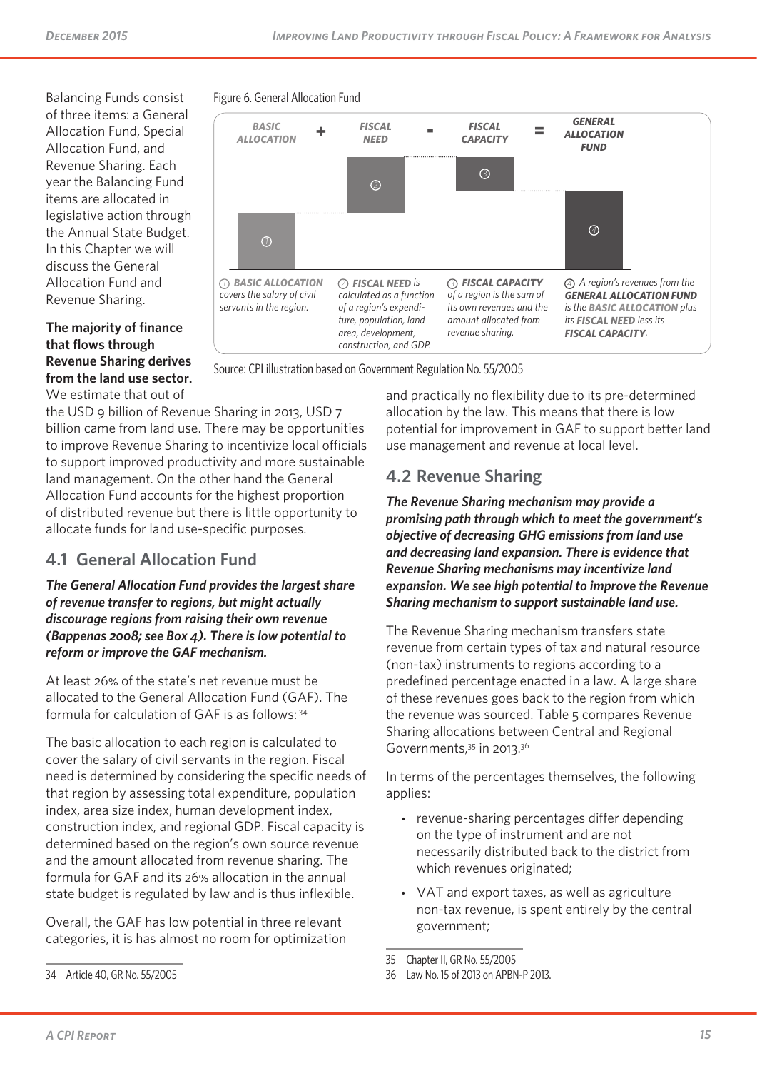Balancing Funds consist of three items: a General Allocation Fund, Special Allocation Fund, and Revenue Sharing. Each year the Balancing Fund items are allocated in legislative action through the Annual State Budget. In this Chapter we will discuss the General Allocation Fund and Revenue Sharing.

Figure 6. General Allocation Fund

**BASIC ALLOCATION** + **FISCAL NEED** - **FISCAL CAPACITY** = **GENERAL ALLOCATION FUND**

① **BASIC ALLOCATION** covers the salary of civil servants in the region.

② **FISCAL NEED** is calculated as a function of a region's expenditure, population, land area, development, construction, and GDP.

③ **FISCAL CAPACITY** of a region is the sum of its own revenues and the amount allocated from revenue sharing.

④ A region's revenues from the **GENERAL ALLOCATION FUND** is the **BASIC ALLOCATION** plus its **FISCAL NEED** less its **FISCAL CAPACITY**.

Source: CPI illustration based on Government Regulation No. 55/2005

**The majority of finance that flows through Revenue Sharing derives from the land use sector.** We estimate that out of the USD 9 billion of Revenue Sharing in 2013, USD 7 billion came from land use. There may be opportunities to improve Revenue Sharing to incentivize local officials to support improved productivity and more sustainable land management. On the other hand the General Allocation Fund accounts for the highest proportion of distributed revenue but there is little opportunity to allocate funds for land use-specific purposes.

## 4.1 General Allocation Fund

***The General Allocation Fund provides the largest share of revenue transfer to regions, but might actually discourage regions from raising their own revenue (Bappenas 2008; see Box 4). There is low potential to reform or improve the GAF mechanism.***

At least 26% of the state's net revenue must be allocated to the General Allocation Fund (GAF). The formula for calculation of GAF is as follows:[34]

The basic allocation to each region is calculated to cover the salary of civil servants in the region. Fiscal need is determined by considering the specific needs of that region by assessing total expenditure, population index, area size index, human development index, construction index, and regional GDP. Fiscal capacity is determined based on the region's own source revenue and the amount allocated from revenue sharing. The formula for GAF and its 26% allocation in the annual state budget is regulated by law and is thus inflexible.

Overall, the GAF has low potential in three relevant categories, it is has almost no room for optimization and practically no flexibility due to its pre-determined allocation by the law. This means that there is low potential for improvement in GAF to support better land use management and revenue at local level.

## 4.2 Revenue Sharing

***The Revenue Sharing mechanism may provide a promising path through which to meet the government's objective of decreasing GHG emissions from land use and decreasing land expansion. There is evidence that Revenue Sharing mechanisms may incentivize land expansion. We see high potential to improve the Revenue Sharing mechanism to support sustainable land use.***

The Revenue Sharing mechanism transfers state revenue from certain types of tax and natural resource (non-tax) instruments to regions according to a predefined percentage enacted in a law. A large share of these revenues goes back to the region from which the revenue was sourced. Table 5 compares Revenue Sharing allocations between Central and Regional Governments,[35] in 2013.[36]

In terms of the percentages themselves, the following applies:

- revenue-sharing percentages differ depending on the type of instrument and are not necessarily distributed back to the district from which revenues originated;
- VAT and export taxes, as well as agriculture non-tax revenue, is spent entirely by the central government;

34 Article 40, GR No. 55/2005

35 Chapter II, GR No. 55/2005

36 Law No. 15 of 2013 on APBN-P 2013.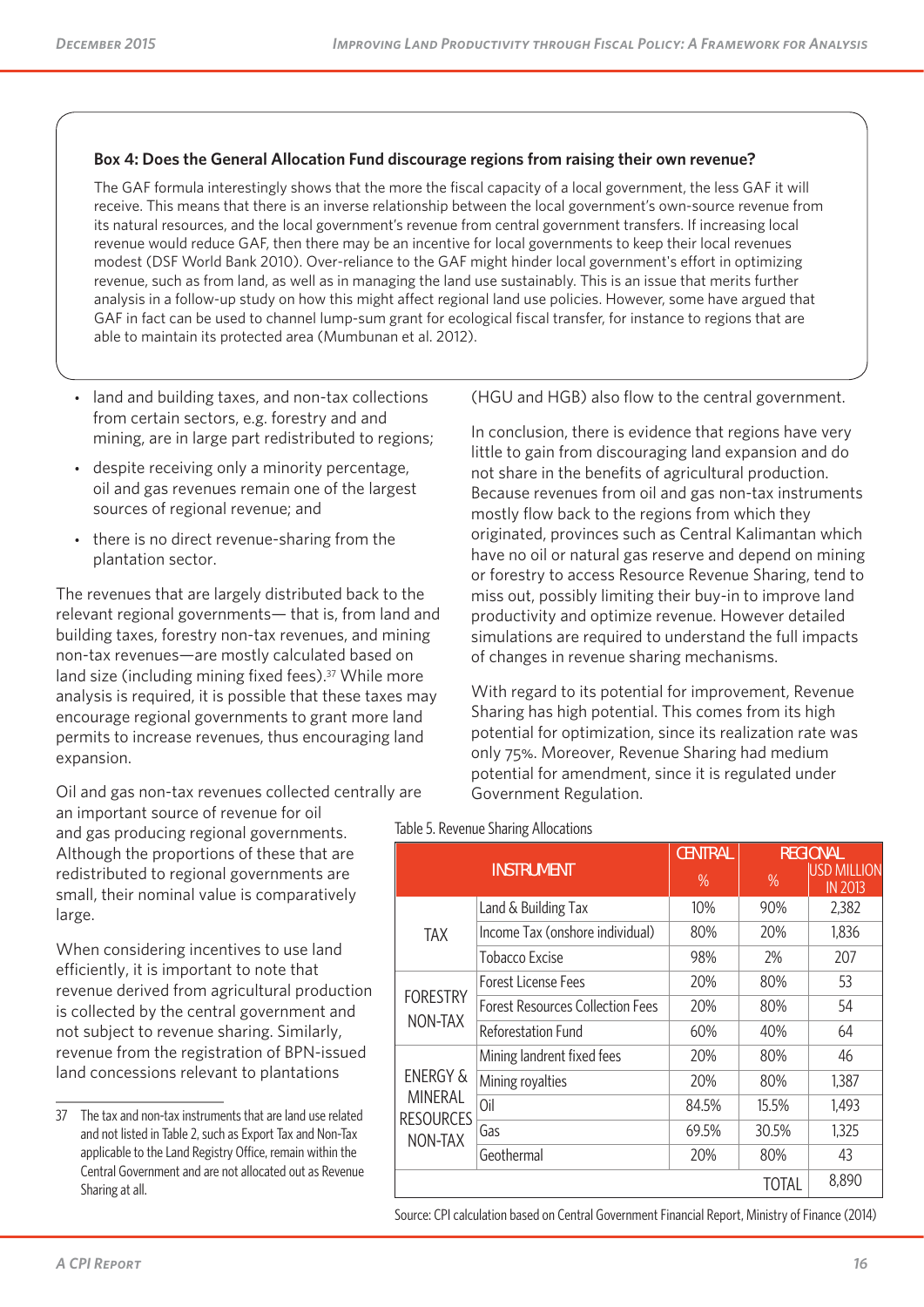**Box 4: Does the General Allocation Fund discourage regions from raising their own revenue?**

The GAF formula interestingly shows that the more the fiscal capacity of a local government, the less GAF it will receive. This means that there is an inverse relationship between the local government's own-source revenue from its natural resources, and the local government's revenue from central government transfers. If increasing local revenue would reduce GAF, then there may be an incentive for local governments to keep their local revenues modest (DSF World Bank 2010). Over-reliance to the GAF might hinder local government's effort in optimizing revenue, such as from land, as well as in managing the land use sustainably. This is an issue that merits further analysis in a follow-up study on how this might affect regional land use policies. However, some have argued that GAF in fact can be used to channel lump-sum grant for ecological fiscal transfer, for instance to regions that are able to maintain its protected area (Mumbunan et al. 2012).

- land and building taxes, and non-tax collections from certain sectors, e.g. forestry and and mining, are in large part redistributed to regions;
- despite receiving only a minority percentage, oil and gas revenues remain one of the largest sources of regional revenue; and
- there is no direct revenue-sharing from the plantation sector.

The revenues that are largely distributed back to the relevant regional governments— that is, from land and building taxes, forestry non-tax revenues, and mining non-tax revenues—are mostly calculated based on land size (including mining fixed fees).[37] While more analysis is required, it is possible that these taxes may encourage regional governments to grant more land permits to increase revenues, thus encouraging land expansion.

Oil and gas non-tax revenues collected centrally are an important source of revenue for oil and gas producing regional governments. Although the proportions of these that are redistributed to regional governments are small, their nominal value is comparatively large.

When considering incentives to use land efficiently, it is important to note that revenue derived from agricultural production is collected by the central government and not subject to revenue sharing. Similarly, revenue from the registration of BPN-issued land concessions relevant to plantations (HGU and HGB) also flow to the central government.

In conclusion, there is evidence that regions have very little to gain from discouraging land expansion and do not share in the benefits of agricultural production. Because revenues from oil and gas non-tax instruments mostly flow back to the regions from which they originated, provinces such as Central Kalimantan which have no oil or natural gas reserve and depend on mining or forestry to access Resource Revenue Sharing, tend to miss out, possibly limiting their buy-in to improve land productivity and optimize revenue. However detailed simulations are required to understand the full impacts of changes in revenue sharing mechanisms.

With regard to its potential for improvement, Revenue Sharing has high potential. This comes from its high potential for optimization, since its realization rate was only 75%. Moreover, Revenue Sharing had medium potential for amendment, since it is regulated under Government Regulation.

Table 5. Revenue Sharing Allocations

| INSTRUMENT | | CENTRAL | REGIONAL | |
|---|---|---|---|---|
| | | % | % | USD MILLION IN 2013 |
| TAX | Land & Building Tax | 10% | 90% | 2,382 |
| | Income Tax (onshore individual) | 80% | 20% | 1,836 |
| | Tobacco Excise | 98% | 2% | 207 |
| FORESTRY NON-TAX | Forest License Fees | 20% | 80% | 53 |
| | Forest Resources Collection Fees | 20% | 80% | 54 |
| | Reforestation Fund | 60% | 40% | 64 |
| ENERGY & MINERAL RESOURCES NON-TAX | Mining landrent fixed fees | 20% | 80% | 46 |
| | Mining royalties | 20% | 80% | 1,387 |
| | Oil | 84.5% | 15.5% | 1,493 |
| | Gas | 69.5% | 30.5% | 1,325 |
| | Geothermal | 20% | 80% | 43 |
| | | | TOTAL | 8,890 |

Source: CPI calculation based on Central Government Financial Report, Ministry of Finance (2014)

37 The tax and non-tax instruments that are land use related and not listed in Table 2, such as Export Tax and Non-Tax applicable to the Land Registry Office, remain within the Central Government and are not allocated out as Revenue Sharing at all.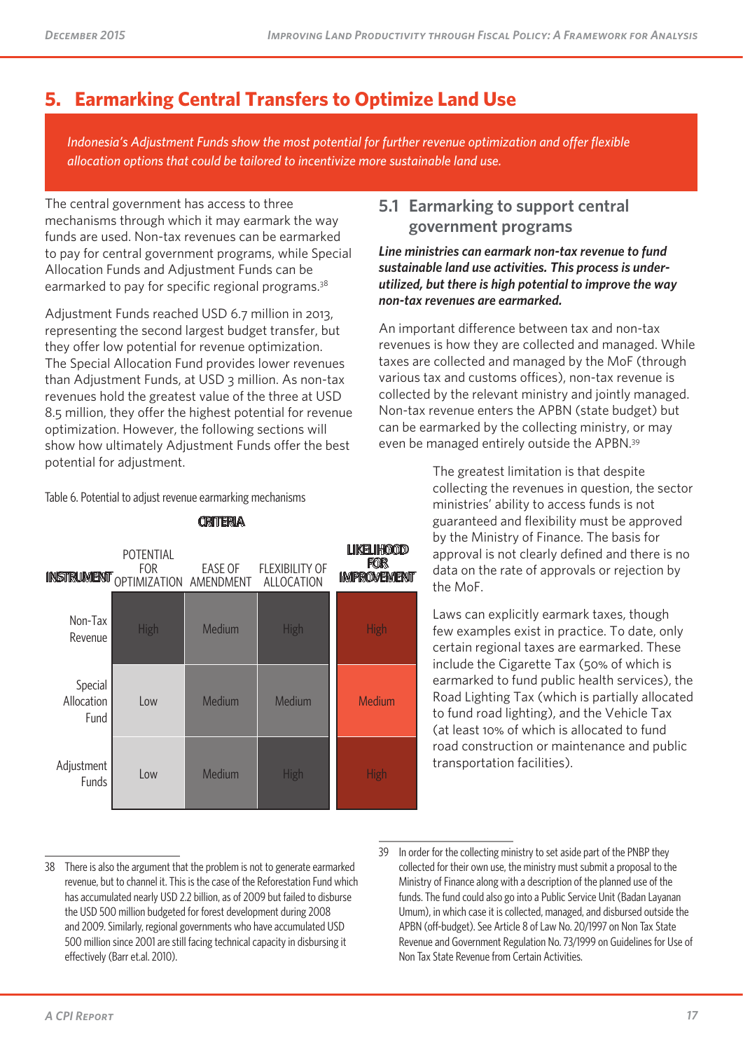# 5. Earmarking Central Transfers to Optimize Land Use

*Indonesia's Adjustment Funds show the most potential for further revenue optimization and offer flexible allocation options that could be tailored to incentivize more sustainable land use.*

The central government has access to three mechanisms through which it may earmark the way funds are used. Non-tax revenues can be earmarked to pay for central government programs, while Special Allocation Funds and Adjustment Funds can be earmarked to pay for specific regional programs.[38]

Adjustment Funds reached USD 6.7 million in 2013, representing the second largest budget transfer, but they offer low potential for revenue optimization. The Special Allocation Fund provides lower revenues than Adjustment Funds, at USD 3 million. As non-tax revenues hold the greatest value of the three at USD 8.5 million, they offer the highest potential for revenue optimization. However, the following sections will show how ultimately Adjustment Funds offer the best potential for adjustment.

Table 6. Potential to adjust revenue earmarking mechanisms

| | CRITERIA | | | |
|---|---|---|---|---|
| INSTRUMENT | POTENTIAL FOR OPTIMIZATION | EASE OF AMENDMENT | FLEXIBILITY OF ALLOCATION | LIKELIHOOD FOR IMPROVEMENT |
| Non-Tax Revenue | High | Medium | High | High |
| Special Allocation Fund | Low | Medium | Medium | Medium |
| Adjustment Funds | Low | Medium | High | High |

## 5.1 Earmarking to support central government programs

***Line ministries can earmark non-tax revenue to fund sustainable land use activities. This process is under-utilized, but there is high potential to improve the way non-tax revenues are earmarked.***

An important difference between tax and non-tax revenues is how they are collected and managed. While taxes are collected and managed by the MoF (through various tax and customs offices), non-tax revenue is collected by the relevant ministry and jointly managed. Non-tax revenue enters the APBN (state budget) but can be earmarked by the collecting ministry, or may even be managed entirely outside the APBN.[39]

The greatest limitation is that despite collecting the revenues in question, the sector ministries' ability to access funds is not guaranteed and flexibility must be approved by the Ministry of Finance. The basis for approval is not clearly defined and there is no data on the rate of approvals or rejection by the MoF.

Laws can explicitly earmark taxes, though few examples exist in practice. To date, only certain regional taxes are earmarked. These include the Cigarette Tax (50% of which is earmarked to fund public health services), the Road Lighting Tax (which is partially allocated to fund road lighting), and the Vehicle Tax (at least 10% of which is allocated to fund road construction or maintenance and public transportation facilities).

---

38 There is also the argument that the problem is not to generate earmarked revenue, but to channel it. This is the case of the Reforestation Fund which has accumulated nearly USD 2.2 billion, as of 2009 but failed to disburse the USD 500 million budgeted for forest development during 2008 and 2009. Similarly, regional governments who have accumulated USD 500 million since 2001 are still facing technical capacity in disbursing it effectively (Barr et.al. 2010).

39 In order for the collecting ministry to set aside part of the PNBP they collected for their own use, the ministry must submit a proposal to the Ministry of Finance along with a description of the planned use of the funds. The fund could also go into a Public Service Unit (Badan Layanan Umum), in which case it is collected, managed, and disbursed outside the APBN (off-budget). See Article 8 of Law No. 20/1997 on Non Tax State Revenue and Government Regulation No. 73/1999 on Guidelines for Use of Non Tax State Revenue from Certain Activities.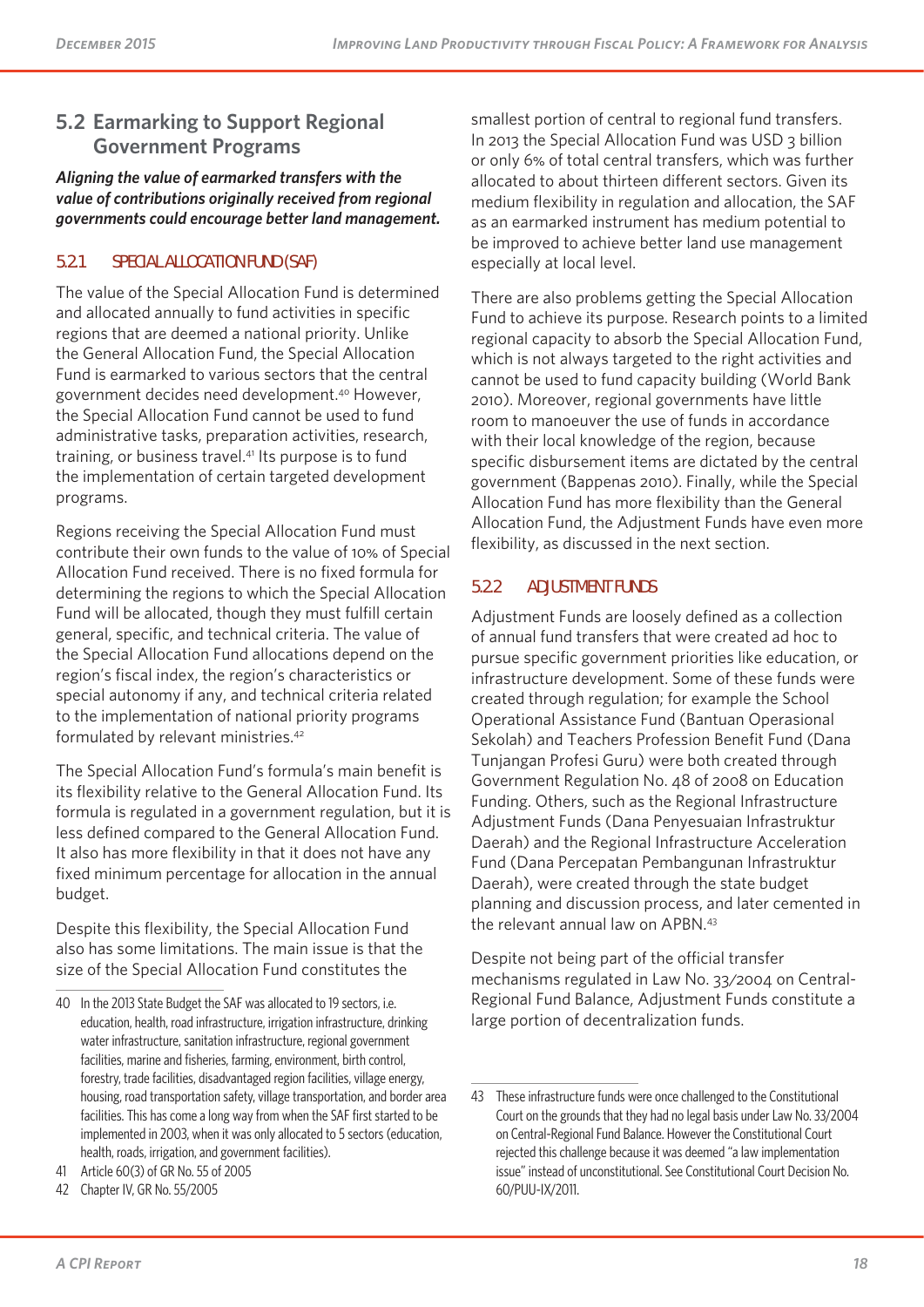## 5.2 Earmarking to Support Regional Government Programs

***Aligning the value of earmarked transfers with the value of contributions originally received from regional governments could encourage better land management.***

### 5.2.1 SPECIAL ALLOCATION FUND (SAF)

The value of the Special Allocation Fund is determined and allocated annually to fund activities in specific regions that are deemed a national priority. Unlike the General Allocation Fund, the Special Allocation Fund is earmarked to various sectors that the central government decides need development.[40] However, the Special Allocation Fund cannot be used to fund administrative tasks, preparation activities, research, training, or business travel.[41] Its purpose is to fund the implementation of certain targeted development programs.

Regions receiving the Special Allocation Fund must contribute their own funds to the value of 10% of Special Allocation Fund received. There is no fixed formula for determining the regions to which the Special Allocation Fund will be allocated, though they must fulfill certain general, specific, and technical criteria. The value of the Special Allocation Fund allocations depend on the region's fiscal index, the region's characteristics or special autonomy if any, and technical criteria related to the implementation of national priority programs formulated by relevant ministries.[42]

The Special Allocation Fund's formula's main benefit is its flexibility relative to the General Allocation Fund. Its formula is regulated in a government regulation, but it is less defined compared to the General Allocation Fund. It also has more flexibility in that it does not have any fixed minimum percentage for allocation in the annual budget.

Despite this flexibility, the Special Allocation Fund also has some limitations. The main issue is that the size of the Special Allocation Fund constitutes the smallest portion of central to regional fund transfers. In 2013 the Special Allocation Fund was USD 3 billion or only 6% of total central transfers, which was further allocated to about thirteen different sectors. Given its medium flexibility in regulation and allocation, the SAF as an earmarked instrument has medium potential to be improved to achieve better land use management especially at local level.

There are also problems getting the Special Allocation Fund to achieve its purpose. Research points to a limited regional capacity to absorb the Special Allocation Fund, which is not always targeted to the right activities and cannot be used to fund capacity building (World Bank 2010). Moreover, regional governments have little room to manoeuver the use of funds in accordance with their local knowledge of the region, because specific disbursement items are dictated by the central government (Bappenas 2010). Finally, while the Special Allocation Fund has more flexibility than the General Allocation Fund, the Adjustment Funds have even more flexibility, as discussed in the next section.

### 5.2.2 ADJUSTMENT FUNDS

Adjustment Funds are loosely defined as a collection of annual fund transfers that were created ad hoc to pursue specific government priorities like education, or infrastructure development. Some of these funds were created through regulation; for example the School Operational Assistance Fund (Bantuan Operasional Sekolah) and Teachers Profession Benefit Fund (Dana Tunjangan Profesi Guru) were both created through Government Regulation No. 48 of 2008 on Education Funding. Others, such as the Regional Infrastructure Adjustment Funds (Dana Penyesuaian Infrastruktur Daerah) and the Regional Infrastructure Acceleration Fund (Dana Percepatan Pembangunan Infrastruktur Daerah), were created through the state budget planning and discussion process, and later cemented in the relevant annual law on APBN.[43]

Despite not being part of the official transfer mechanisms regulated in Law No. 33/2004 on Central-Regional Fund Balance, Adjustment Funds constitute a large portion of decentralization funds.

---

40 In the 2013 State Budget the SAF was allocated to 19 sectors, i.e. education, health, road infrastructure, irrigation infrastructure, drinking water infrastructure, sanitation infrastructure, regional government facilities, marine and fisheries, farming, environment, birth control, forestry, trade facilities, disadvantaged region facilities, village energy, housing, road transportation safety, village transportation, and border area facilities. This has come a long way from when the SAF first started to be implemented in 2003, when it was only allocated to 5 sectors (education, health, roads, irrigation, and government facilities).

41 Article 60(3) of GR No. 55 of 2005

42 Chapter IV, GR No. 55/2005

43 These infrastructure funds were once challenged to the Constitutional Court on the grounds that they had no legal basis under Law No. 33/2004 on Central-Regional Fund Balance. However the Constitutional Court rejected this challenge because it was deemed "a law implementation issue" instead of unconstitutional. See Constitutional Court Decision No. 60/PUU-IX/2011.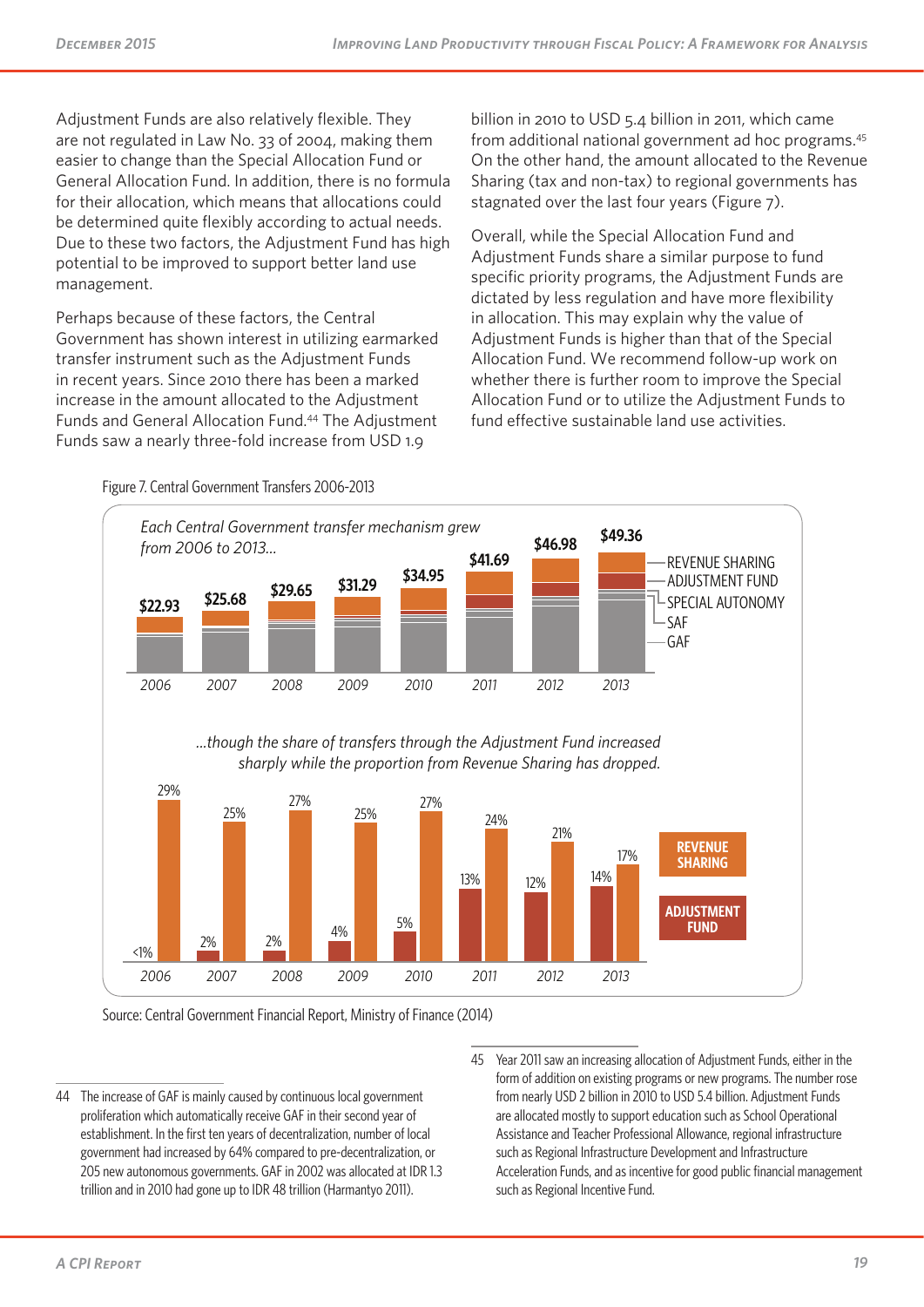Adjustment Funds are also relatively flexible. They are not regulated in Law No. 33 of 2004, making them easier to change than the Special Allocation Fund or General Allocation Fund. In addition, there is no formula for their allocation, which means that allocations could be determined quite flexibly according to actual needs. Due to these two factors, the Adjustment Fund has high potential to be improved to support better land use management.

Perhaps because of these factors, the Central Government has shown interest in utilizing earmarked transfer instrument such as the Adjustment Funds in recent years. Since 2010 there has been a marked increase in the amount allocated to the Adjustment Funds and General Allocation Fund.[44] The Adjustment Funds saw a nearly three-fold increase from USD 1.9 billion in 2010 to USD 5.4 billion in 2011, which came from additional national government ad hoc programs.[45] On the other hand, the amount allocated to the Revenue Sharing (tax and non-tax) to regional governments has stagnated over the last four years (Figure 7).

Overall, while the Special Allocation Fund and Adjustment Funds share a similar purpose to fund specific priority programs, the Adjustment Funds are dictated by less regulation and have more flexibility in allocation. This may explain why the value of Adjustment Funds is higher than that of the Special Allocation Fund. We recommend follow-up work on whether there is further room to improve the Special Allocation Fund or to utilize the Adjustment Funds to fund effective sustainable land use activities.

Figure 7. Central Government Transfers 2006-2013

*Each Central Government transfer mechanism grew from 2006 to 2013...*

| Year | 2006 | 2007 | 2008 | 2009 | 2010 | 2011 | 2012 | 2013 |
|---|---|---|---|---|---|---|---|---|
| Total transfers | $22.93 | $25.68 | $29.65 | $31.29 | $34.95 | $41.69 | $46.98 | $49.36 |

Legend: Revenue Sharing, Adjustment Fund, Special Autonomy, SAF, GAF

*...though the share of transfers through the Adjustment Fund increased sharply while the proportion from Revenue Sharing has dropped.*

| Year | 2006 | 2007 | 2008 | 2009 | 2010 | 2011 | 2012 | 2013 |
|---|---|---|---|---|---|---|---|---|
| Adjustment Fund | <1% | 2% | 2% | 4% | 5% | 13% | 12% | 14% |
| Revenue Sharing | 29% | 25% | 27% | 25% | 27% | 24% | 21% | 17% |

Source: Central Government Financial Report, Ministry of Finance (2014)

44 The increase of GAF is mainly caused by continuous local government proliferation which automatically receive GAF in their second year of establishment. In the first ten years of decentralization, number of local government had increased by 64% compared to pre-decentralization, or 205 new autonomous governments. GAF in 2002 was allocated at IDR 1.3 trillion and in 2010 had gone up to IDR 48 trillion (Harmantyo 2011).

45 Year 2011 saw an increasing allocation of Adjustment Funds, either in the form of addition on existing programs or new programs. The number rose from nearly USD 2 billion in 2010 to USD 5.4 billion. Adjustment Funds are allocated mostly to support education such as School Operational Assistance and Teacher Professional Allowance, regional infrastructure such as Regional Infrastructure Development and Infrastructure Acceleration Funds, and as incentive for good public financial management such as Regional Incentive Fund.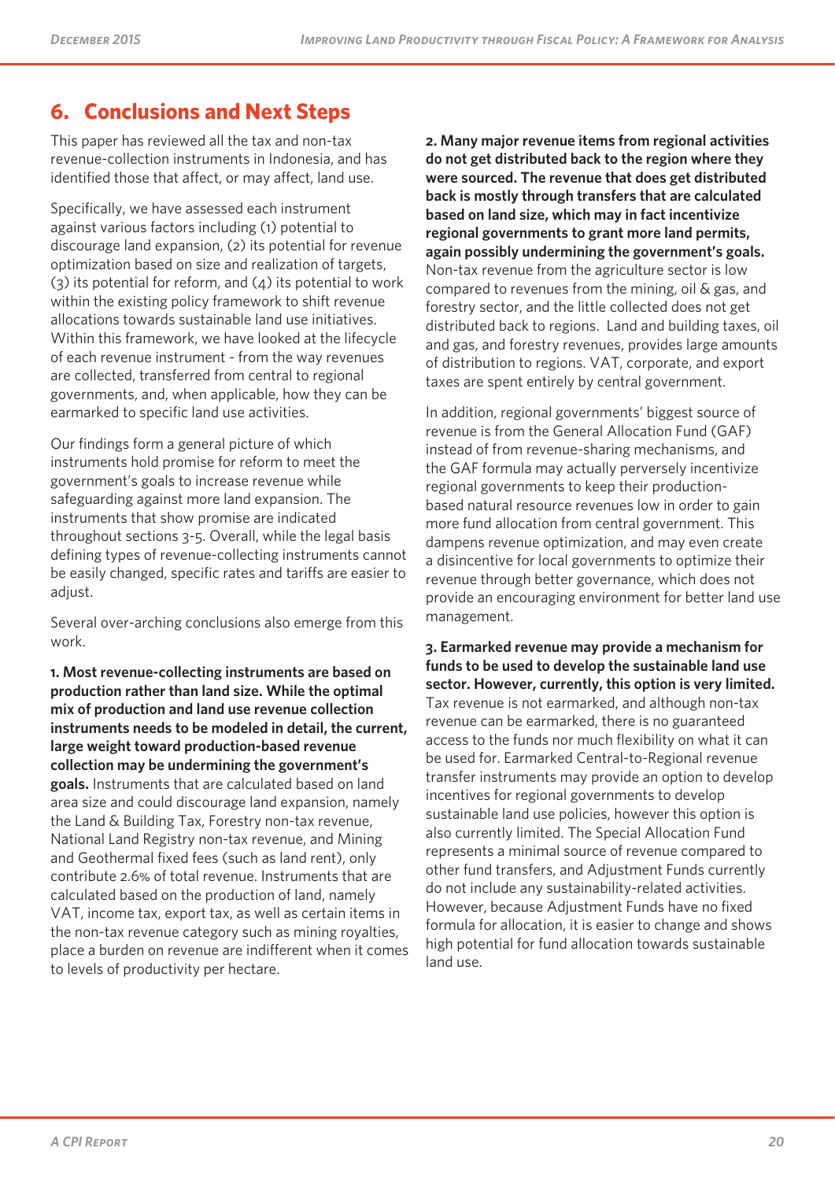## 6. Conclusions and Next Steps

This paper has reviewed all the tax and non-tax revenue-collection instruments in Indonesia, and has identified those that affect, or may affect, land use.

Specifically, we have assessed each instrument against various factors including (1) potential to discourage land expansion, (2) its potential for revenue optimization based on size and realization of targets, (3) its potential for reform, and (4) its potential to work within the existing policy framework to shift revenue allocations towards sustainable land use initiatives. Within this framework, we have looked at the lifecycle of each revenue instrument - from the way revenues are collected, transferred from central to regional governments, and, when applicable, how they can be earmarked to specific land use activities.

Our findings form a general picture of which instruments hold promise for reform to meet the government's goals to increase revenue while safeguarding against more land expansion. The instruments that show promise are indicated throughout sections 3-5. Overall, while the legal basis defining types of revenue-collecting instruments cannot be easily changed, specific rates and tariffs are easier to adjust.

Several over-arching conclusions also emerge from this work.

**1. Most revenue-collecting instruments are based on production rather than land size. While the optimal mix of production and land use revenue collection instruments needs to be modeled in detail, the current, large weight toward production-based revenue collection may be undermining the government's goals.** Instruments that are calculated based on land area size and could discourage land expansion, namely the Land & Building Tax, Forestry non-tax revenue, National Land Registry non-tax revenue, and Mining and Geothermal fixed fees (such as land rent), only contribute 2.6% of total revenue. Instruments that are calculated based on the production of land, namely VAT, income tax, export tax, as well as certain items in the non-tax revenue category such as mining royalties, place a burden on revenue are indifferent when it comes to levels of productivity per hectare.

**2. Many major revenue items from regional activities do not get distributed back to the region where they were sourced. The revenue that does get distributed back is mostly through transfers that are calculated based on land size, which may in fact incentivize regional governments to grant more land permits, again possibly undermining the government's goals.** Non-tax revenue from the agriculture sector is low compared to revenues from the mining, oil & gas, and forestry sector, and the little collected does not get distributed back to regions. Land and building taxes, oil and gas, and forestry revenues, provides large amounts of distribution to regions. VAT, corporate, and export taxes are spent entirely by central government.

In addition, regional governments' biggest source of revenue is from the General Allocation Fund (GAF) instead of from revenue-sharing mechanisms, and the GAF formula may actually perversely incentivize regional governments to keep their production-based natural resource revenues low in order to gain more fund allocation from central government. This dampens revenue optimization, and may even create a disincentive for local governments to optimize their revenue through better governance, which does not provide an encouraging environment for better land use management.

**3. Earmarked revenue may provide a mechanism for funds to be used to develop the sustainable land use sector. However, currently, this option is very limited.** Tax revenue is not earmarked, and although non-tax revenue can be earmarked, there is no guaranteed access to the funds nor much flexibility on what it can be used for. Earmarked Central-to-Regional revenue transfer instruments may provide an option to develop incentives for regional governments to develop sustainable land use policies, however this option is also currently limited. The Special Allocation Fund represents a minimal source of revenue compared to other fund transfers, and Adjustment Funds currently do not include any sustainability-related activities. However, because Adjustment Funds have no fixed formula for allocation, it is easier to change and shows high potential for fund allocation towards sustainable land use.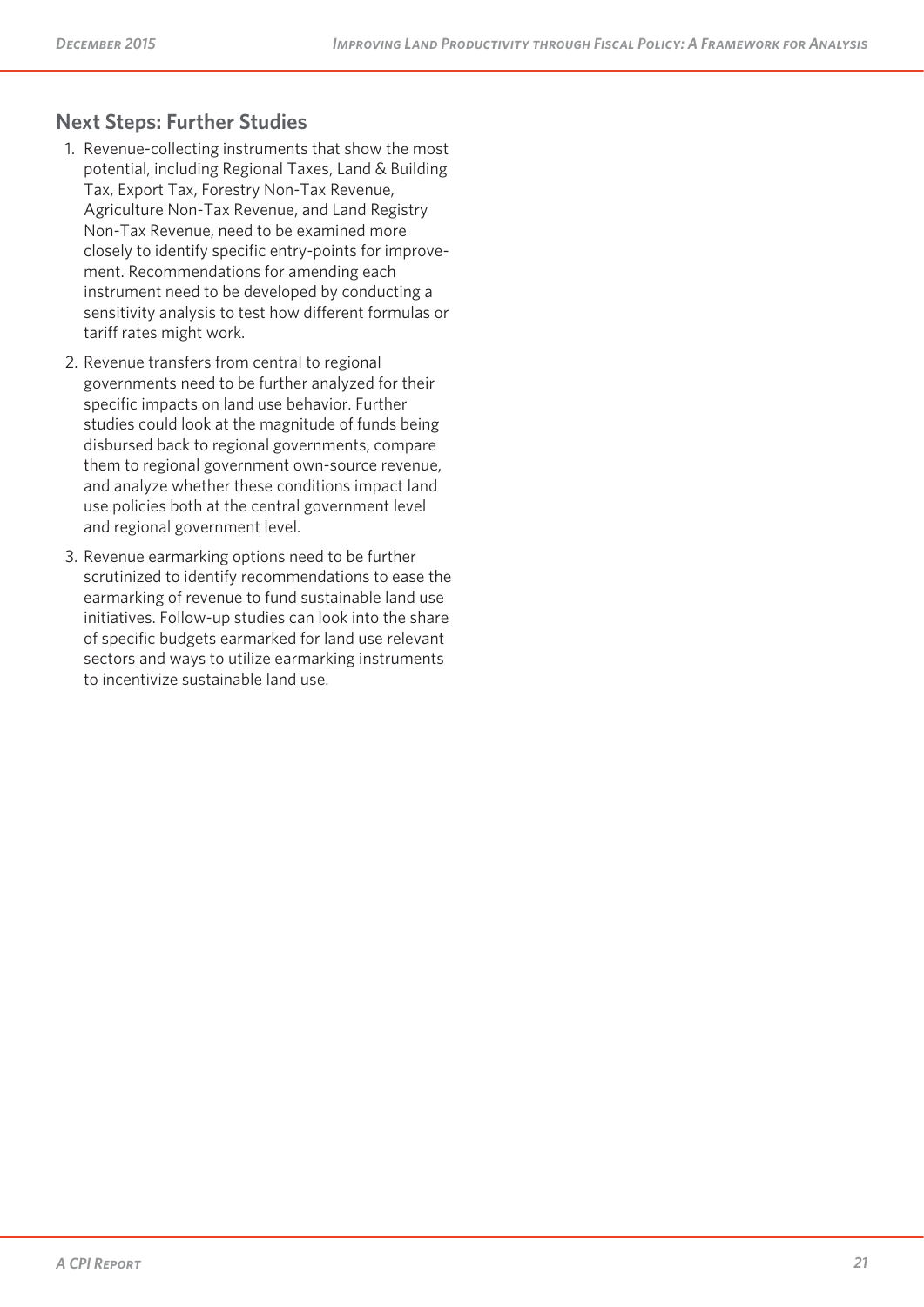## Next Steps: Further Studies

1. Revenue-collecting instruments that show the most potential, including Regional Taxes, Land & Building Tax, Export Tax, Forestry Non-Tax Revenue, Agriculture Non-Tax Revenue, and Land Registry Non-Tax Revenue, need to be examined more closely to identify specific entry-points for improvement. Recommendations for amending each instrument need to be developed by conducting a sensitivity analysis to test how different formulas or tariff rates might work.
2. Revenue transfers from central to regional governments need to be further analyzed for their specific impacts on land use behavior. Further studies could look at the magnitude of funds being disbursed back to regional governments, compare them to regional government own-source revenue, and analyze whether these conditions impact land use policies both at the central government level and regional government level.
3. Revenue earmarking options need to be further scrutinized to identify recommendations to ease the earmarking of revenue to fund sustainable land use initiatives. Follow-up studies can look into the share of specific budgets earmarked for land use relevant sectors and ways to utilize earmarking instruments to incentivize sustainable land use.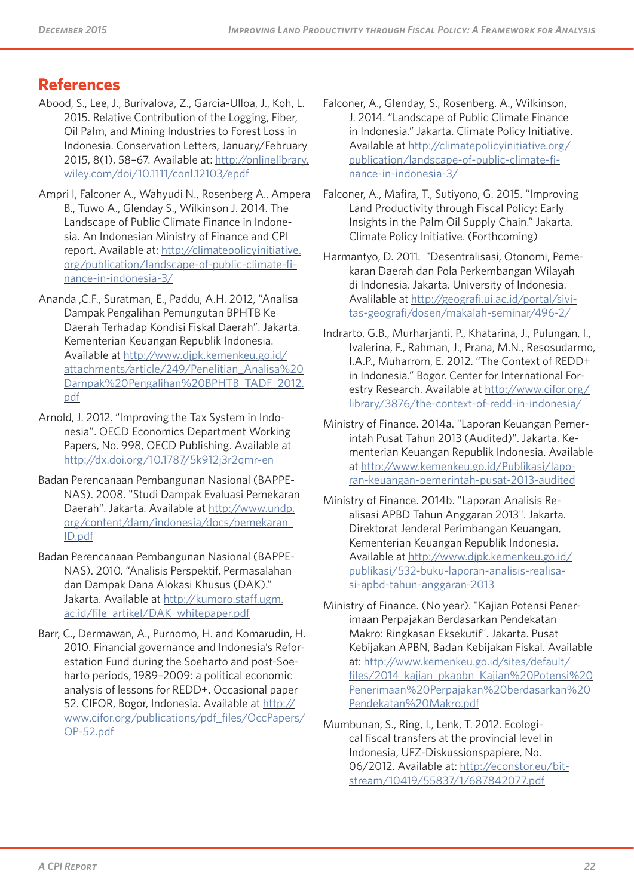## References

Abood, S., Lee, J., Burivalova, Z., Garcia-Ulloa, J., Koh, L. 2015. Relative Contribution of the Logging, Fiber, Oil Palm, and Mining Industries to Forest Loss in Indonesia. Conservation Letters, January/February 2015, 8(1), 58–67. Available at: http://onlinelibrary.wiley.com/doi/10.1111/conl.12103/epdf

Ampri I, Falconer A., Wahyudi N., Rosenberg A., Ampera B., Tuwo A., Glenday S., Wilkinson J. 2014. The Landscape of Public Climate Finance in Indonesia. An Indonesian Ministry of Finance and CPI report. Available at: http://climatepolicyinitiative.org/publication/landscape-of-public-climate-finance-in-indonesia-3/

Ananda ,C.F., Suratman, E., Paddu, A.H. 2012, "Analisa Dampak Pengalihan Pemungutan BPHTB Ke Daerah Terhadap Kondisi Fiskal Daerah". Jakarta. Kementerian Keuangan Republik Indonesia. Available at http://www.djpk.kemenkeu.go.id/attachments/article/249/Penelitian_Analisa%20Dampak%20Pengalihan%20BPHTB_TADF_2012.pdf

Arnold, J. 2012. "Improving the Tax System in Indonesia". OECD Economics Department Working Papers, No. 998, OECD Publishing. Available at http://dx.doi.org/10.1787/5k912j3r2qmr-en

Badan Perencanaan Pembangunan Nasional (BAPPENAS). 2008. "Studi Dampak Evaluasi Pemekaran Daerah". Jakarta. Available at http://www.undp.org/content/dam/indonesia/docs/pemekaran_ID.pdf

Badan Perencanaan Pembangunan Nasional (BAPPENAS). 2010. "Analisis Perspektif, Permasalahan dan Dampak Dana Alokasi Khusus (DAK)." Jakarta. Available at http://kumoro.staff.ugm.ac.id/file_artikel/DAK_whitepaper.pdf

Barr, C., Dermawan, A., Purnomo, H. and Komarudin, H. 2010. Financial governance and Indonesia's Reforestation Fund during the Soeharto and post-Soeharto periods, 1989–2009: a political economic analysis of lessons for REDD+. Occasional paper 52. CIFOR, Bogor, Indonesia. Available at http://www.cifor.org/publications/pdf_files/OccPapers/OP-52.pdf

Falconer, A., Glenday, S., Rosenberg. A., Wilkinson, J. 2014. "Landscape of Public Climate Finance in Indonesia." Jakarta. Climate Policy Initiative. Available at http://climatepolicyinitiative.org/publication/landscape-of-public-climate-finance-in-indonesia-3/

Falconer, A., Mafira, T., Sutiyono, G. 2015. "Improving Land Productivity through Fiscal Policy: Early Insights in the Palm Oil Supply Chain." Jakarta. Climate Policy Initiative. (Forthcoming)

Harmantyo, D. 2011. "Desentralisasi, Otonomi, Pemekaran Daerah dan Pola Perkembangan Wilayah di Indonesia. Jakarta. University of Indonesia. Avalilable at http://geografi.ui.ac.id/portal/sivitas-geografi/dosen/makalah-seminar/496-2/

Indrarto, G.B., Murharjanti, P., Khatarina, J., Pulungan, I., Ivalerina, F., Rahman, J., Prana, M.N., Resosudarmo, I.A.P., Muharrom, E. 2012. "The Context of REDD+ in Indonesia." Bogor. Center for International Forestry Research. Available at http://www.cifor.org/library/3876/the-context-of-redd-in-indonesia/

Ministry of Finance. 2014a. "Laporan Keuangan Pemerintah Pusat Tahun 2013 (Audited)". Jakarta. Kementerian Keuangan Republik Indonesia. Available at http://www.kemenkeu.go.id/Publikasi/laporan-keuangan-pemerintah-pusat-2013-audited

Ministry of Finance. 2014b. "Laporan Analisis Realisasi APBD Tahun Anggaran 2013". Jakarta. Direktorat Jenderal Perimbangan Keuangan, Kementerian Keuangan Republik Indonesia. Available at http://www.djpk.kemenkeu.go.id/publikasi/532-buku-laporan-analisis-realisasi-apbd-tahun-anggaran-2013

Ministry of Finance. (No year). "Kajian Potensi Penerimaan Perpajakan Berdasarkan Pendekatan Makro: Ringkasan Eksekutif". Jakarta. Pusat Kebijakan APBN, Badan Kebijakan Fiskal. Available at: http://www.kemenkeu.go.id/sites/default/files/2014_kajian_pkapbn_Kajian%20Potensi%20Penerimaan%20Perpajakan%20berdasarkan%20Pendekatan%20Makro.pdf

Mumbunan, S., Ring, I., Lenk, T. 2012. Ecological fiscal transfers at the provincial level in Indonesia, UFZ-Diskussionspapiere, No. 06/2012. Available at: http://econstor.eu/bitstream/10419/55837/1/687842077.pdf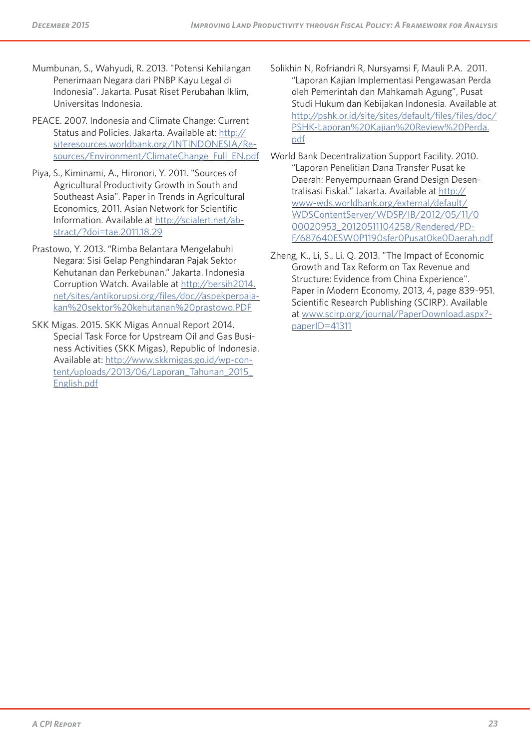Mumbunan, S., Wahyudi, R. 2013. "Potensi Kehilangan Penerimaan Negara dari PNBP Kayu Legal di Indonesia". Jakarta. Pusat Riset Perubahan Iklim, Universitas Indonesia.

PEACE. 2007. Indonesia and Climate Change: Current Status and Policies. Jakarta. Available at: http://siteresources.worldbank.org/INTINDONESIA/Resources/Environment/ClimateChange_Full_EN.pdf

Piya, S., Kiminami, A., Hironori, Y. 2011. "Sources of Agricultural Productivity Growth in South and Southeast Asia". Paper in Trends in Agricultural Economics, 2011. Asian Network for Scientific Information. Available at http://scialert.net/abstract/?doi=tae.2011.18.29

Prastowo, Y. 2013. "Rimba Belantara Mengelabuhi Negara: Sisi Gelap Penghindaran Pajak Sektor Kehutanan dan Perkebunan." Jakarta. Indonesia Corruption Watch. Available at http://bersih2014.net/sites/antikorupsi.org/files/doc//aspekperpajakan%20sektor%20kehutanan%20prastowo.PDF

SKK Migas. 2015. SKK Migas Annual Report 2014. Special Task Force for Upstream Oil and Gas Business Activities (SKK Migas), Republic of Indonesia. Available at: http://www.skkmigas.go.id/wp-content/uploads/2013/06/Laporan_Tahunan_2015_English.pdf

Solikhin N, Rofriandri R, Nursyamsi F, Mauli P.A. 2011. "Laporan Kajian Implementasi Pengawasan Perda oleh Pemerintah dan Mahkamah Agung", Pusat Studi Hukum dan Kebijakan Indonesia. Available at http://pshk.or.id/site/sites/default/files/files/doc/PSHK-Laporan%20Kajian%20Review%20Perda.pdf

World Bank Decentralization Support Facility. 2010. "Laporan Penelitian Dana Transfer Pusat ke Daerah: Penyempurnaan Grand Design Desentralisasi Fiskal." Jakarta. Available at http://www-wds.worldbank.org/external/default/WDSContentServer/WDSP/IB/2012/05/11/000020953_20120511104258/Rendered/PDF/687640ESW0P1190sfer0Pusat0ke0Daerah.pdf

Zheng, K., Li, S., Li, Q. 2013. "The Impact of Economic Growth and Tax Reform on Tax Revenue and Structure: Evidence from China Experience". Paper in Modern Economy, 2013, 4, page 839-951. Scientific Research Publishing (SCIRP). Available at www.scirp.org/journal/PaperDownload.aspx?paperID=41311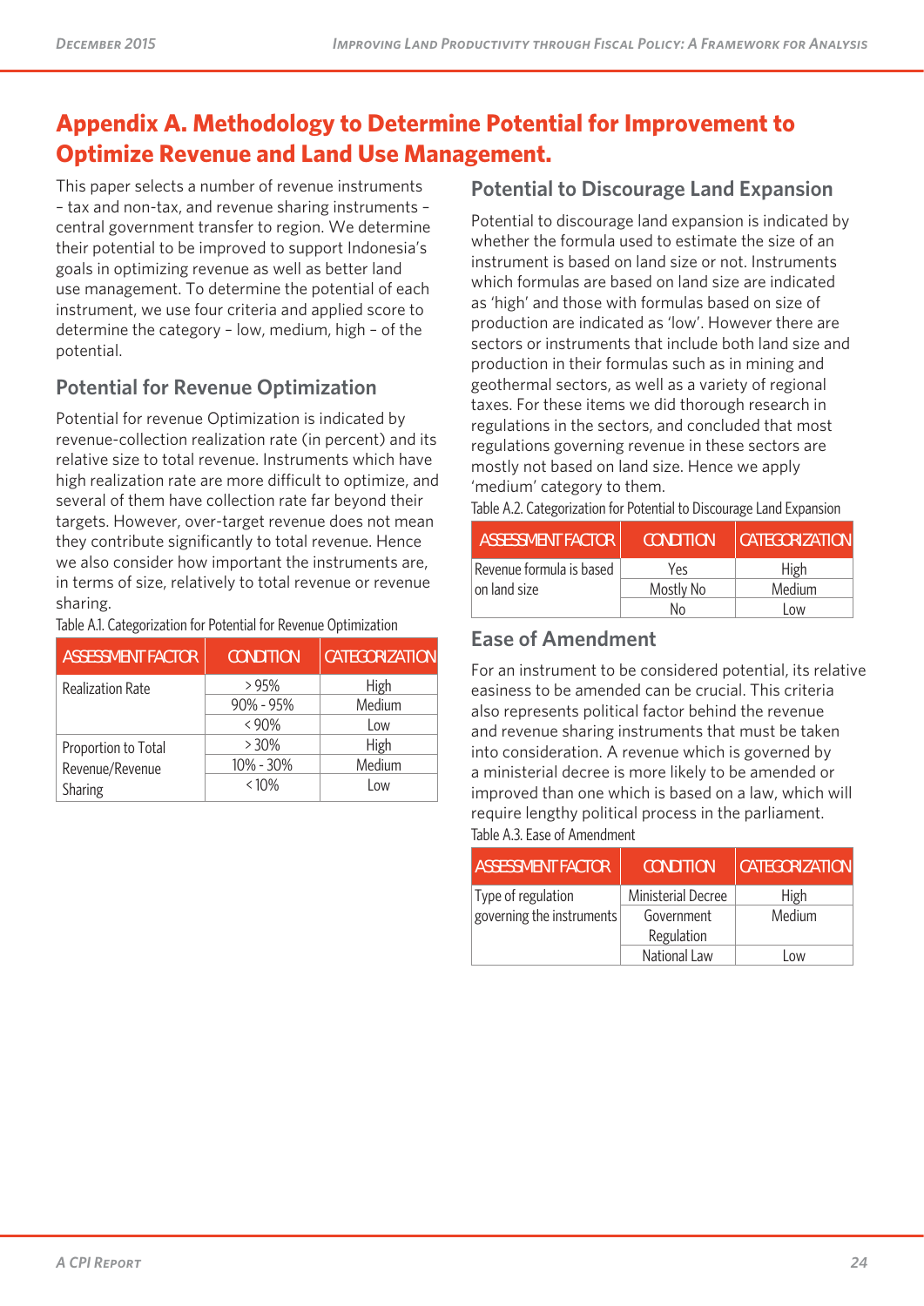# Appendix A. Methodology to Determine Potential for Improvement to Optimize Revenue and Land Use Management.

This paper selects a number of revenue instruments – tax and non-tax, and revenue sharing instruments – central government transfer to region. We determine their potential to be improved to support Indonesia's goals in optimizing revenue as well as better land use management. To determine the potential of each instrument, we use four criteria and applied score to determine the category – low, medium, high – of the potential.

## Potential for Revenue Optimization

Potential for revenue Optimization is indicated by revenue-collection realization rate (in percent) and its relative size to total revenue. Instruments which have high realization rate are more difficult to optimize, and several of them have collection rate far beyond their targets. However, over-target revenue does not mean they contribute significantly to total revenue. Hence we also consider how important the instruments are, in terms of size, relatively to total revenue or revenue sharing.

Table A.1. Categorization for Potential for Revenue Optimization

| ASSESSMENT FACTOR | CONDITION | CATEGORIZATION |
|---|---|---|
| Realization Rate | > 95% | High |
| | 90% - 95% | Medium |
| | < 90% | Low |
| Proportion to Total Revenue/Revenue Sharing | > 30% | High |
| | 10% - 30% | Medium |
| | < 10% | Low |

## Potential to Discourage Land Expansion

Potential to discourage land expansion is indicated by whether the formula used to estimate the size of an instrument is based on land size or not. Instruments which formulas are based on land size are indicated as 'high' and those with formulas based on size of production are indicated as 'low'. However there are sectors or instruments that include both land size and production in their formulas such as in mining and geothermal sectors, as well as a variety of regional taxes. For these items we did thorough research in regulations in the sectors, and concluded that most regulations governing revenue in these sectors are mostly not based on land size. Hence we apply 'medium' category to them.

Table A.2. Categorization for Potential to Discourage Land Expansion

| ASSESSMENT FACTOR | CONDITION | CATEGORIZATION |
|---|---|---|
| Revenue formula is based on land size | Yes | High |
| | Mostly No | Medium |
| | No | Low |

## Ease of Amendment

For an instrument to be considered potential, its relative easiness to be amended can be crucial. This criteria also represents political factor behind the revenue and revenue sharing instruments that must be taken into consideration. A revenue which is governed by a ministerial decree is more likely to be amended or improved than one which is based on a law, which will require lengthy political process in the parliament.

Table A.3. Ease of Amendment

| ASSESSMENT FACTOR | CONDITION | CATEGORIZATION |
|---|---|---|
| Type of regulation governing the instruments | Ministerial Decree | High |
| | Government Regulation | Medium |
| | National Law | Low |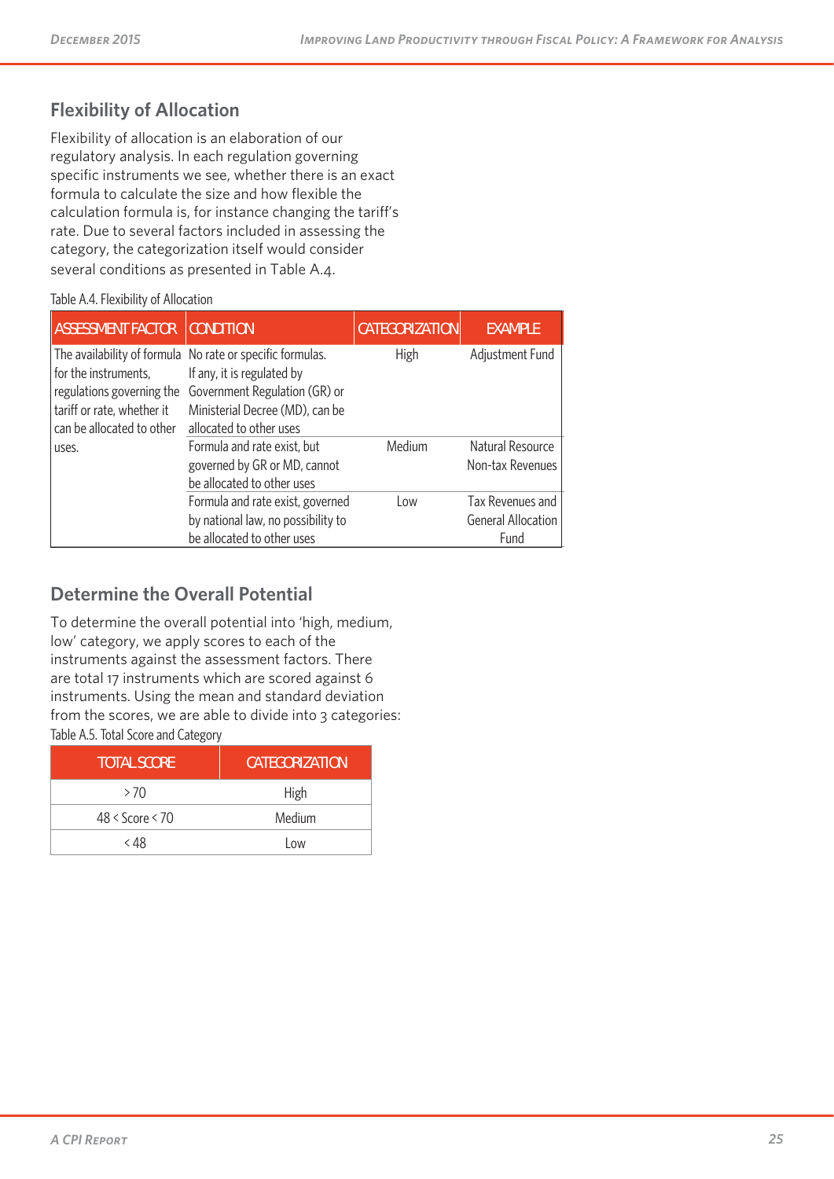## Flexibility of Allocation

Flexibility of allocation is an elaboration of our regulatory analysis. In each regulation governing specific instruments we see, whether there is an exact formula to calculate the size and how flexible the calculation formula is, for instance changing the tariff's rate. Due to several factors included in assessing the category, the categorization itself would consider several conditions as presented in Table A.4.

Table A.4. Flexibility of Allocation

| ASSESSMENT FACTOR | CONDITION | CATEGORIZATION | EXAMPLE |
|---|---|---|---|
| The availability of formula for the instruments, regulations governing the tariff or rate, whether it can be allocated to other uses. | No rate or specific formulas. If any, it is regulated by Government Regulation (GR) or Ministerial Decree (MD), can be allocated to other uses | High | Adjustment Fund |
| | Formula and rate exist, but governed by GR or MD, cannot be allocated to other uses | Medium | Natural Resource Non-tax Revenues |
| | Formula and rate exist, governed by national law, no possibility to be allocated to other uses | Low | Tax Revenues and General Allocation Fund |

## Determine the Overall Potential

To determine the overall potential into 'high, medium, low' category, we apply scores to each of the instruments against the assessment factors. There are total 17 instruments which are scored against 6 instruments. Using the mean and standard deviation from the scores, we are able to divide into 3 categories:

Table A.5. Total Score and Category

| TOTAL SCORE | CATEGORIZATION |
|---|---|
| > 70 | High |
| 48 < Score < 70 | Medium |
| < 48 | Low |